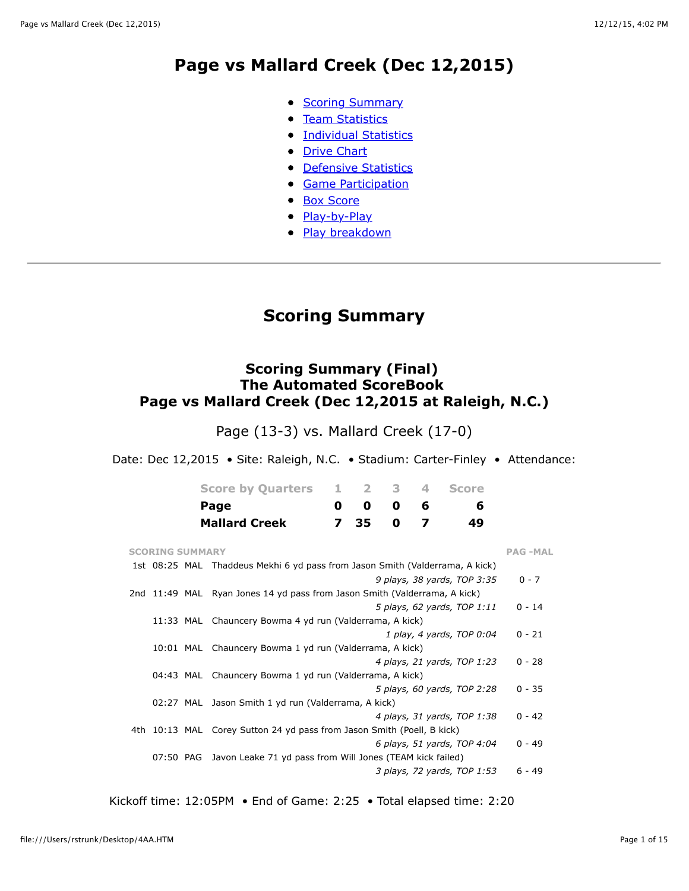# Page vs Mallard Creek (Dec 12,2015)

- Scoring Summary
- Team Statistics
- Individual Statistics
- Drive Chart
- Defensive Statistics
- Game Participation
- Box Score
- Play-by-Play
- Play breakdown

---

## Scoring Summary

### Scoring Summary (Final)
### The Automated ScoreBook
### Page vs Mallard Creek (Dec 12,2015 at Raleigh, N.C.)

Page (13-3) vs. Mallard Creek (17-0)

Date: Dec 12,2015 • Site: Raleigh, N.C. • Stadium: Carter-Finley • Attendance:

| Score by Quarters | 1 | 2 | 3 | 4 | Score |
|---|---|---|---|---|---|
| **Page** | **0** | **0** | **0** | **6** | **6** |
| **Mallard Creek** | **7** | **35** | **0** | **7** | **49** |

| SCORING SUMMARY | | | | PAG -MAL |
|---|---|---|---|---|
| 1st | 08:25 | MAL | Thaddeus Mekhi 6 yd pass from Jason Smith (Valderrama, A kick) *9 plays, 38 yards, TOP 3:35* | 0 - 7 |
| 2nd | 11:49 | MAL | Ryan Jones 14 yd pass from Jason Smith (Valderrama, A kick) *5 plays, 62 yards, TOP 1:11* | 0 - 14 |
| | 11:33 | MAL | Chauncery Bowma 4 yd run (Valderrama, A kick) *1 play, 4 yards, TOP 0:04* | 0 - 21 |
| | 10:01 | MAL | Chauncery Bowma 1 yd run (Valderrama, A kick) *4 plays, 21 yards, TOP 1:23* | 0 - 28 |
| | 04:43 | MAL | Chauncery Bowma 1 yd run (Valderrama, A kick) *5 plays, 60 yards, TOP 2:28* | 0 - 35 |
| | 02:27 | MAL | Jason Smith 1 yd run (Valderrama, A kick) *4 plays, 31 yards, TOP 1:38* | 0 - 42 |
| 4th | 10:13 | MAL | Corey Sutton 24 yd pass from Jason Smith (Poell, B kick) *6 plays, 51 yards, TOP 4:04* | 0 - 49 |
| | 07:50 | PAG | Javon Leake 71 yd pass from Will Jones (TEAM kick failed) *3 plays, 72 yards, TOP 1:53* | 6 - 49 |

Kickoff time: 12:05PM • End of Game: 2:25 • Total elapsed time: 2:20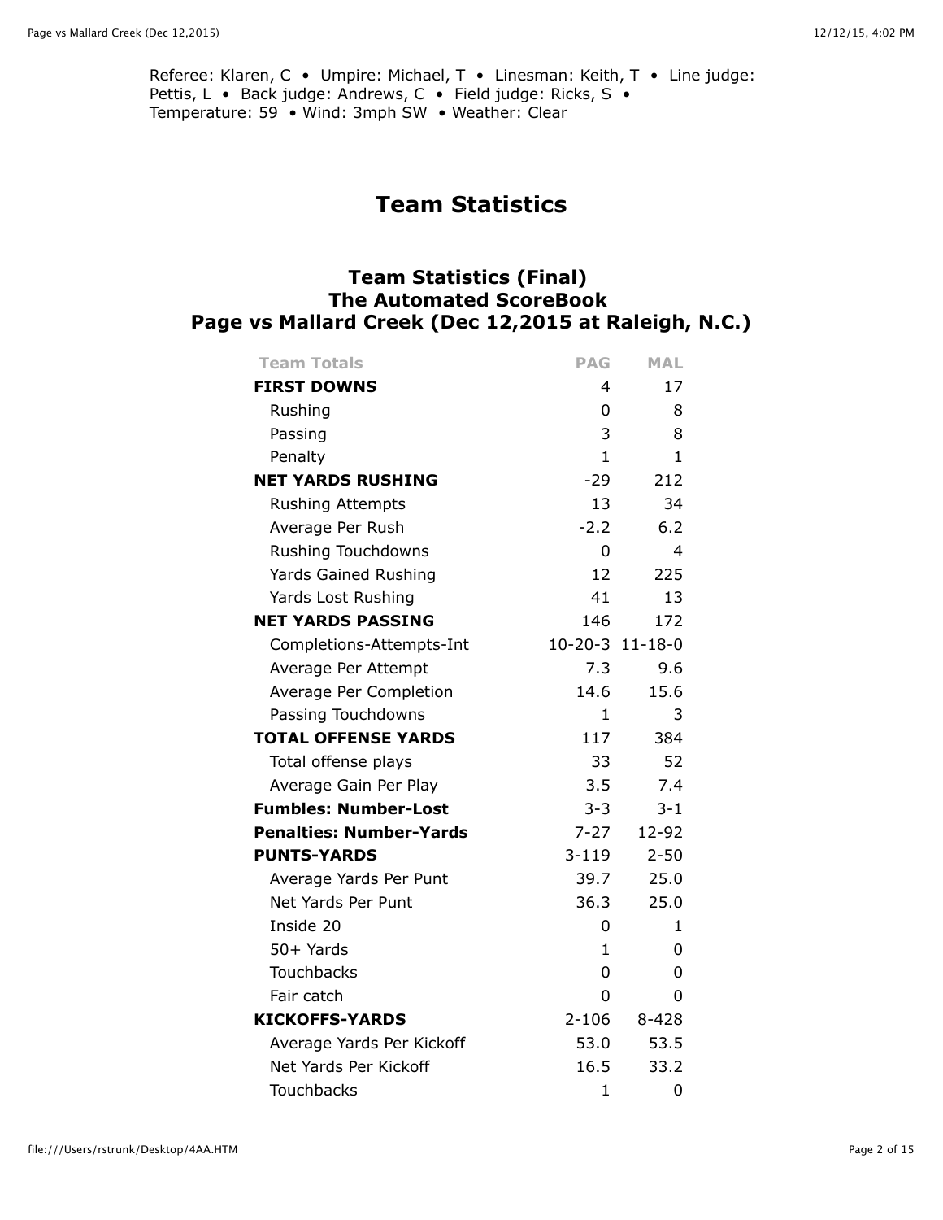Referee: Klaren, C • Umpire: Michael, T • Linesman: Keith, T • Line judge: Pettis, L • Back judge: Andrews, C • Field judge: Ricks, S • Temperature: 59 • Wind: 3mph SW • Weather: Clear

# Team Statistics

## Team Statistics (Final)
## The Automated ScoreBook
## Page vs Mallard Creek (Dec 12,2015 at Raleigh, N.C.)

| Team Totals | PAG | MAL |
|---|---|---|
| **FIRST DOWNS** | 4 | 17 |
| Rushing | 0 | 8 |
| Passing | 3 | 8 |
| Penalty | 1 | 1 |
| **NET YARDS RUSHING** | -29 | 212 |
| Rushing Attempts | 13 | 34 |
| Average Per Rush | -2.2 | 6.2 |
| Rushing Touchdowns | 0 | 4 |
| Yards Gained Rushing | 12 | 225 |
| Yards Lost Rushing | 41 | 13 |
| **NET YARDS PASSING** | 146 | 172 |
| Completions-Attempts-Int | 10-20-3 | 11-18-0 |
| Average Per Attempt | 7.3 | 9.6 |
| Average Per Completion | 14.6 | 15.6 |
| Passing Touchdowns | 1 | 3 |
| **TOTAL OFFENSE YARDS** | 117 | 384 |
| Total offense plays | 33 | 52 |
| Average Gain Per Play | 3.5 | 7.4 |
| **Fumbles: Number-Lost** | 3-3 | 3-1 |
| **Penalties: Number-Yards** | 7-27 | 12-92 |
| **PUNTS-YARDS** | 3-119 | 2-50 |
| Average Yards Per Punt | 39.7 | 25.0 |
| Net Yards Per Punt | 36.3 | 25.0 |
| Inside 20 | 0 | 1 |
| 50+ Yards | 1 | 0 |
| Touchbacks | 0 | 0 |
| Fair catch | 0 | 0 |
| **KICKOFFS-YARDS** | 2-106 | 8-428 |
| Average Yards Per Kickoff | 53.0 | 53.5 |
| Net Yards Per Kickoff | 16.5 | 33.2 |
| Touchbacks | 1 | 0 |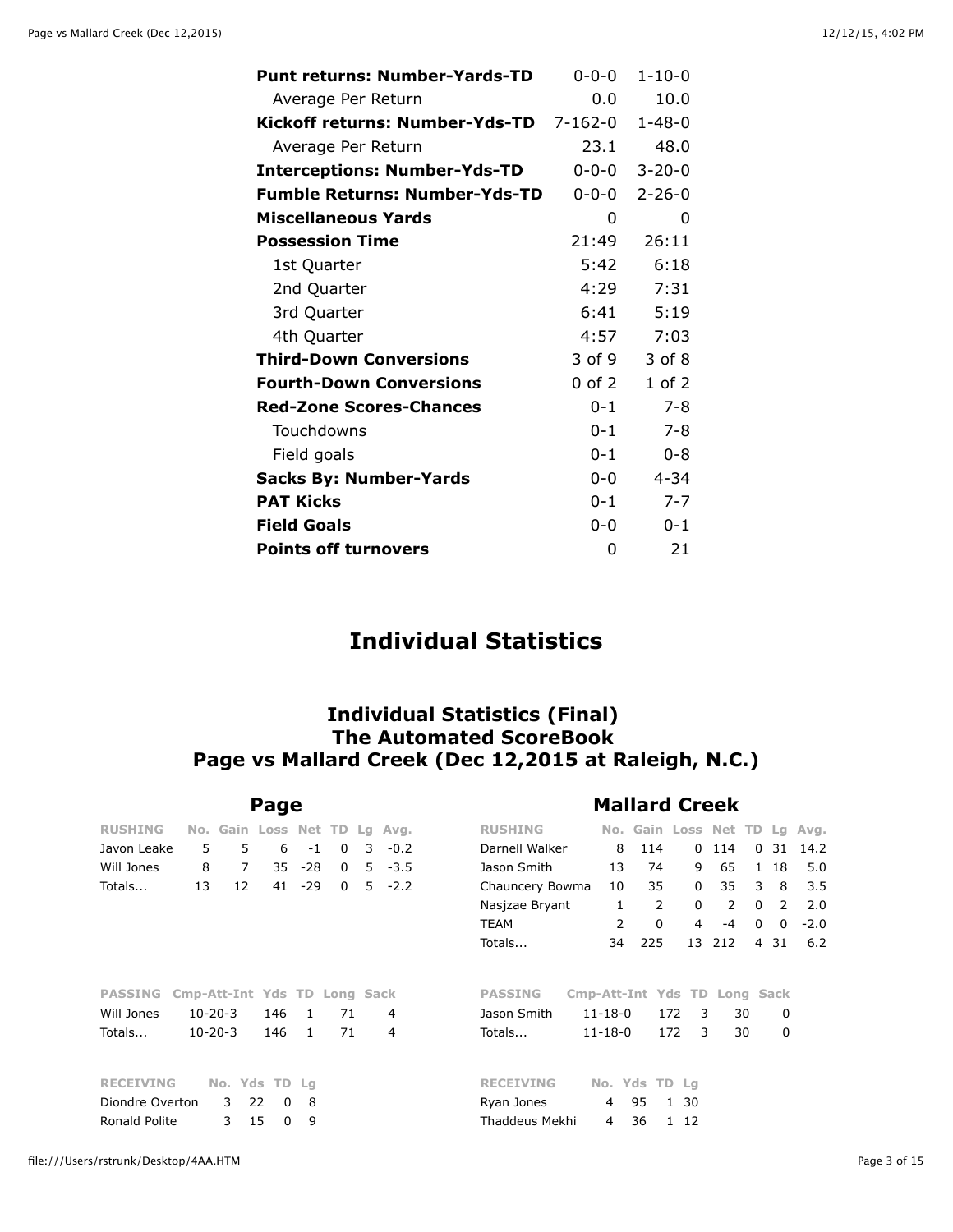| | | |
|---|---|---|
| **Punt returns: Number-Yards-TD** | 0-0-0 | 1-10-0 |
| Average Per Return | 0.0 | 10.0 |
| **Kickoff returns: Number-Yds-TD** | 7-162-0 | 1-48-0 |
| Average Per Return | 23.1 | 48.0 |
| **Interceptions: Number-Yds-TD** | 0-0-0 | 3-20-0 |
| **Fumble Returns: Number-Yds-TD** | 0-0-0 | 2-26-0 |
| **Miscellaneous Yards** | 0 | 0 |
| **Possession Time** | 21:49 | 26:11 |
| 1st Quarter | 5:42 | 6:18 |
| 2nd Quarter | 4:29 | 7:31 |
| 3rd Quarter | 6:41 | 5:19 |
| 4th Quarter | 4:57 | 7:03 |
| **Third-Down Conversions** | 3 of 9 | 3 of 8 |
| **Fourth-Down Conversions** | 0 of 2 | 1 of 2 |
| **Red-Zone Scores-Chances** | 0-1 | 7-8 |
| Touchdowns | 0-1 | 7-8 |
| Field goals | 0-1 | 0-8 |
| **Sacks By: Number-Yards** | 0-0 | 4-34 |
| **PAT Kicks** | 0-1 | 7-7 |
| **Field Goals** | 0-0 | 0-1 |
| **Points off turnovers** | 0 | 21 |

# Individual Statistics

## Individual Statistics (Final)
## The Automated ScoreBook
## Page vs Mallard Creek (Dec 12,2015 at Raleigh, N.C.)

### Page

| RUSHING | No. | Gain | Loss | Net | TD | Lg | Avg. |
|---|---|---|---|---|---|---|---|
| Javon Leake | 5 | 5 | 6 | -1 | 0 | 3 | -0.2 |
| Will Jones | 8 | 7 | 35 | -28 | 0 | 5 | -3.5 |
| Totals... | 13 | 12 | 41 | -29 | 0 | 5 | -2.2 |

| PASSING | Cmp-Att-Int | Yds | TD | Long | Sack |
|---|---|---|---|---|---|
| Will Jones | 10-20-3 | 146 | 1 | 71 | 4 |
| Totals... | 10-20-3 | 146 | 1 | 71 | 4 |

| RECEIVING | No. | Yds | TD | Lg |
|---|---|---|---|---|
| Diondre Overton | 3 | 22 | 0 | 8 |
| Ronald Polite | 3 | 15 | 0 | 9 |

### Mallard Creek

| RUSHING | No. | Gain | Loss | Net | TD | Lg | Avg. |
|---|---|---|---|---|---|---|---|
| Darnell Walker | 8 | 114 | 0 | 114 | 0 | 31 | 14.2 |
| Jason Smith | 13 | 74 | 9 | 65 | 1 | 18 | 5.0 |
| Chauncery Bowma | 10 | 35 | 0 | 35 | 3 | 8 | 3.5 |
| Nasjzae Bryant | 1 | 2 | 0 | 2 | 0 | 2 | 2.0 |
| TEAM | 2 | 0 | 4 | -4 | 0 | 0 | -2.0 |
| Totals... | 34 | 225 | 13 | 212 | 4 | 31 | 6.2 |

| PASSING | Cmp-Att-Int | Yds | TD | Long | Sack |
|---|---|---|---|---|---|
| Jason Smith | 11-18-0 | 172 | 3 | 30 | 0 |
| Totals... | 11-18-0 | 172 | 3 | 30 | 0 |

| RECEIVING | No. | Yds | TD | Lg |
|---|---|---|---|---|
| Ryan Jones | 4 | 95 | 1 | 30 |
| Thaddeus Mekhi | 4 | 36 | 1 | 12 |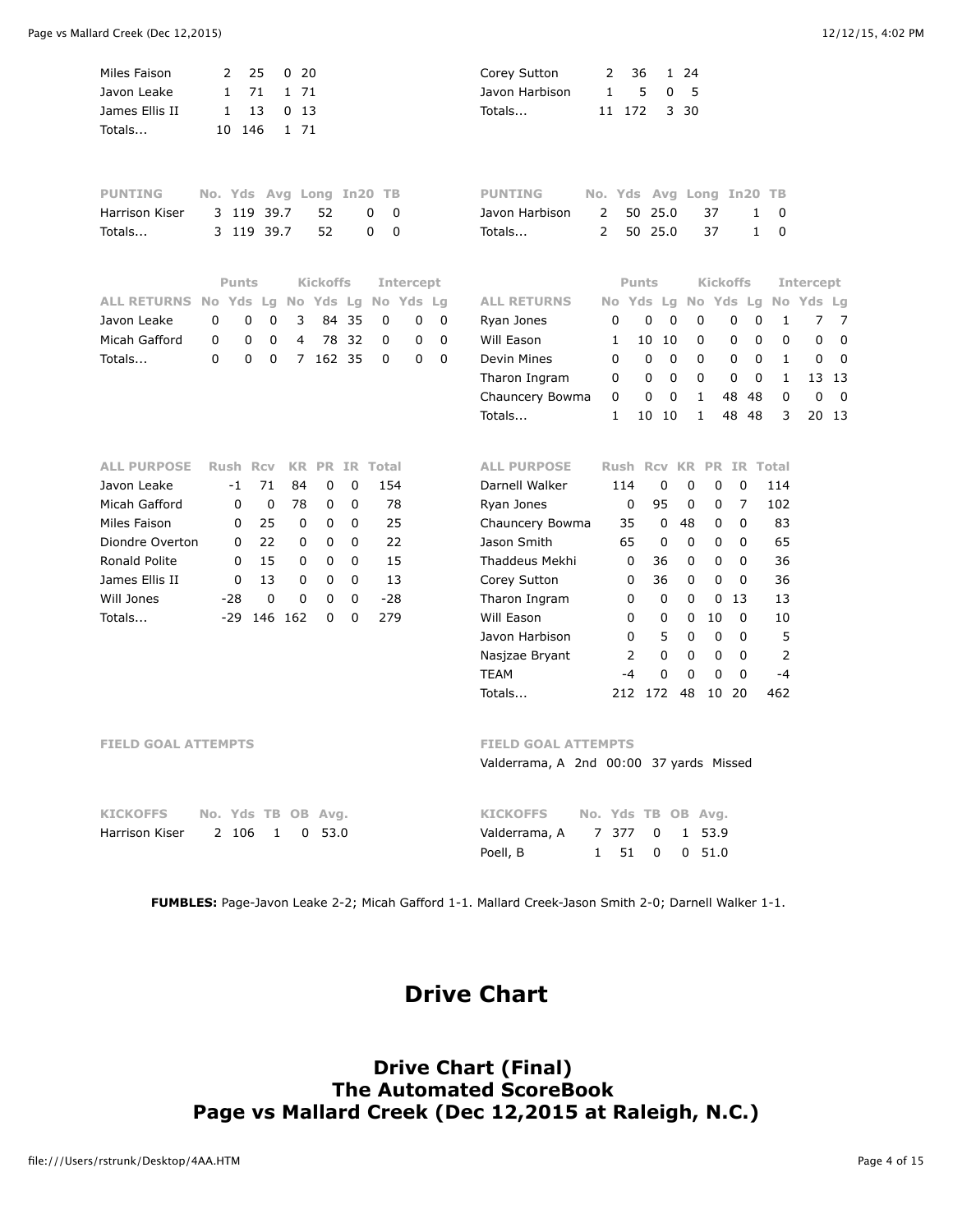| | | | | |
|---|---|---|---|---|
| Miles Faison | 2 | 25 | 0 | 20 |
| Javon Leake | 1 | 71 | 1 | 71 |
| James Ellis II | 1 | 13 | 0 | 13 |
| Totals... | 10 | 146 | 1 | 71 |

| | | | | |
|---|---|---|---|---|
| Corey Sutton | 2 | 36 | 1 | 24 |
| Javon Harbison | 1 | 5 | 0 | 5 |
| Totals... | 11 | 172 | 3 | 30 |

| PUNTING | No. | Yds | Avg | Long | In20 | TB |
|---|---|---|---|---|---|---|
| Harrison Kiser | 3 | 119 | 39.7 | 52 | 0 | 0 |
| Totals... | 3 | 119 | 39.7 | 52 | 0 | 0 |

| PUNTING | No. | Yds | Avg | Long | In20 | TB |
|---|---|---|---|---|---|---|
| Javon Harbison | 2 | 50 | 25.0 | 37 | 1 | 0 |
| Totals... | 2 | 50 | 25.0 | 37 | 1 | 0 |

| | Punts | | | Kickoffs | | | Intercept | | |
|---|---|---|---|---|---|---|---|---|---|
| ALL RETURNS | No | Yds | Lg | No | Yds | Lg | No | Yds | Lg |
| Javon Leake | 0 | 0 | 0 | 3 | 84 | 35 | 0 | 0 | 0 |
| Micah Gafford | 0 | 0 | 0 | 4 | 78 | 32 | 0 | 0 | 0 |
| Totals... | 0 | 0 | 0 | 7 | 162 | 35 | 0 | 0 | 0 |

| | Punts | | | Kickoffs | | | Intercept | | |
|---|---|---|---|---|---|---|---|---|---|
| ALL RETURNS | No | Yds | Lg | No | Yds | Lg | No | Yds | Lg |
| Ryan Jones | 0 | 0 | 0 | 0 | 0 | 0 | 1 | 7 | 7 |
| Will Eason | 1 | 10 | 10 | 0 | 0 | 0 | 0 | 0 | 0 |
| Devin Mines | 0 | 0 | 0 | 0 | 0 | 0 | 1 | 0 | 0 |
| Tharon Ingram | 0 | 0 | 0 | 0 | 0 | 0 | 1 | 13 | 13 |
| Chauncery Bowma | 0 | 0 | 0 | 1 | 48 | 48 | 0 | 0 | 0 |
| Totals... | 1 | 10 | 10 | 1 | 48 | 48 | 3 | 20 | 13 |

| ALL PURPOSE | Rush | Rcv | KR | PR | IR | Total |
|---|---|---|---|---|---|---|
| Javon Leake | -1 | 71 | 84 | 0 | 0 | 154 |
| Micah Gafford | 0 | 0 | 78 | 0 | 0 | 78 |
| Miles Faison | 0 | 25 | 0 | 0 | 0 | 25 |
| Diondre Overton | 0 | 22 | 0 | 0 | 0 | 22 |
| Ronald Polite | 0 | 15 | 0 | 0 | 0 | 15 |
| James Ellis II | 0 | 13 | 0 | 0 | 0 | 13 |
| Will Jones | -28 | 0 | 0 | 0 | 0 | -28 |
| Totals... | -29 | 146 | 162 | 0 | 0 | 279 |

| ALL PURPOSE | Rush | Rcv | KR | PR | IR | Total |
|---|---|---|---|---|---|---|
| Darnell Walker | 114 | 0 | 0 | 0 | 0 | 114 |
| Ryan Jones | 0 | 95 | 0 | 0 | 7 | 102 |
| Chauncery Bowma | 35 | 0 | 48 | 0 | 0 | 83 |
| Jason Smith | 65 | 0 | 0 | 0 | 0 | 65 |
| Thaddeus Mekhi | 0 | 36 | 0 | 0 | 0 | 36 |
| Corey Sutton | 0 | 36 | 0 | 0 | 0 | 36 |
| Tharon Ingram | 0 | 0 | 0 | 0 | 13 | 13 |
| Will Eason | 0 | 0 | 0 | 10 | 0 | 10 |
| Javon Harbison | 0 | 5 | 0 | 0 | 0 | 5 |
| Nasjzae Bryant | 2 | 0 | 0 | 0 | 0 | 2 |
| TEAM | -4 | 0 | 0 | 0 | 0 | -4 |
| Totals... | 212 | 172 | 48 | 10 | 20 | 462 |

FIELD GOAL ATTEMPTS

FIELD GOAL ATTEMPTS
Valderrama, A 2nd 00:00 37 yards Missed

| KICKOFFS | No. | Yds | TB | OB | Avg. |
|---|---|---|---|---|---|
| Harrison Kiser | 2 | 106 | 1 | 0 | 53.0 |

| KICKOFFS | No. | Yds | TB | OB | Avg. |
|---|---|---|---|---|---|
| Valderrama, A | 7 | 377 | 0 | 1 | 53.9 |
| Poell, B | 1 | 51 | 0 | 0 | 51.0 |

**FUMBLES:** Page-Javon Leake 2-2; Micah Gafford 1-1. Mallard Creek-Jason Smith 2-0; Darnell Walker 1-1.

# Drive Chart

## Drive Chart (Final)
## The Automated ScoreBook
## Page vs Mallard Creek (Dec 12,2015 at Raleigh, N.C.)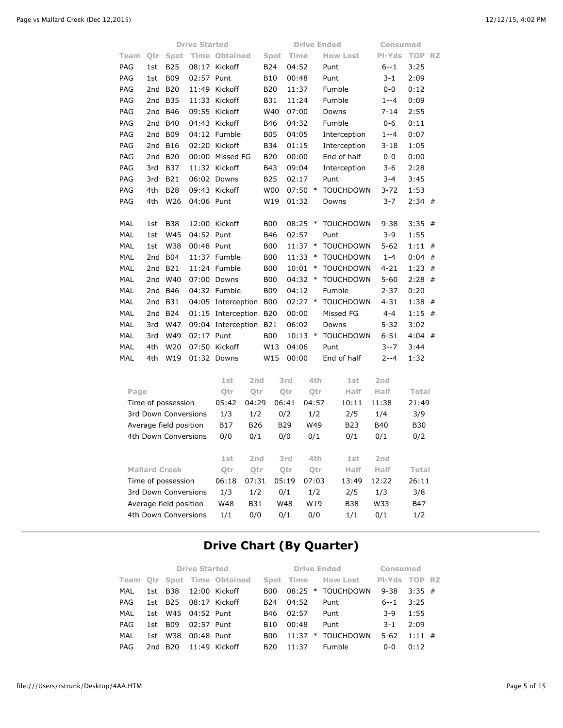| | | Drive Started | | | Drive Ended | | | Consumed | | |
|---|---|---|---|---|---|---|---|---|---|---|
| Team | Qtr | Spot | Time | Obtained | Spot | Time | How Lost | Pl-Yds | TOP | RZ |
| PAG | 1st | B25 | 08:17 | Kickoff | B24 | 04:52 | Punt | 6--1 | 3:25 | |
| PAG | 1st | B09 | 02:57 | Punt | B10 | 00:48 | Punt | 3-1 | 2:09 | |
| PAG | 2nd | B20 | 11:49 | Kickoff | B20 | 11:37 | Fumble | 0-0 | 0:12 | |
| PAG | 2nd | B35 | 11:33 | Kickoff | B31 | 11:24 | Fumble | 1--4 | 0:09 | |
| PAG | 2nd | B46 | 09:55 | Kickoff | W40 | 07:00 | Downs | 7-14 | 2:55 | |
| PAG | 2nd | B40 | 04:43 | Kickoff | B46 | 04:32 | Fumble | 0-6 | 0:11 | |
| PAG | 2nd | B09 | 04:12 | Fumble | B05 | 04:05 | Interception | 1--4 | 0:07 | |
| PAG | 2nd | B16 | 02:20 | Kickoff | B34 | 01:15 | Interception | 3-18 | 1:05 | |
| PAG | 2nd | B20 | 00:00 | Missed FG | B20 | 00:00 | End of half | 0-0 | 0:00 | |
| PAG | 3rd | B37 | 11:32 | Kickoff | B43 | 09:04 | Interception | 3-6 | 2:28 | |
| PAG | 3rd | B21 | 06:02 | Downs | B25 | 02:17 | Punt | 3-4 | 3:45 | |
| PAG | 4th | B28 | 09:43 | Kickoff | W00 | 07:50 * | TOUCHDOWN | 3-72 | 1:53 | |
| PAG | 4th | W26 | 04:06 | Punt | W19 | 01:32 | Downs | 3-7 | 2:34 | # |
| MAL | 1st | B38 | 12:00 | Kickoff | B00 | 08:25 * | TOUCHDOWN | 9-38 | 3:35 | # |
| MAL | 1st | W45 | 04:52 | Punt | B46 | 02:57 | Punt | 3-9 | 1:55 | |
| MAL | 1st | W38 | 00:48 | Punt | B00 | 11:37 * | TOUCHDOWN | 5-62 | 1:11 | # |
| MAL | 2nd | B04 | 11:37 | Fumble | B00 | 11:33 * | TOUCHDOWN | 1-4 | 0:04 | # |
| MAL | 2nd | B21 | 11:24 | Fumble | B00 | 10:01 * | TOUCHDOWN | 4-21 | 1:23 | # |
| MAL | 2nd | W40 | 07:00 | Downs | B00 | 04:32 * | TOUCHDOWN | 5-60 | 2:28 | # |
| MAL | 2nd | B46 | 04:32 | Fumble | B09 | 04:12 | Fumble | 2-37 | 0:20 | |
| MAL | 2nd | B31 | 04:05 | Interception | B00 | 02:27 * | TOUCHDOWN | 4-31 | 1:38 | # |
| MAL | 2nd | B24 | 01:15 | Interception | B20 | 00:00 | Missed FG | 4-4 | 1:15 | # |
| MAL | 3rd | W47 | 09:04 | Interception | B21 | 06:02 | Downs | 5-32 | 3:02 | |
| MAL | 3rd | W49 | 02:17 | Punt | B00 | 10:13 * | TOUCHDOWN | 6-51 | 4:04 | # |
| MAL | 4th | W20 | 07:50 | Kickoff | W13 | 04:06 | Punt | 3--7 | 3:44 | |
| MAL | 4th | W19 | 01:32 | Downs | W15 | 00:00 | End of half | 2--4 | 1:32 | |

| Page | 1st Qtr | 2nd Qtr | 3rd Qtr | 4th Qtr | 1st Half | 2nd Half | Total |
|---|---|---|---|---|---|---|---|
| Time of possession | 05:42 | 04:29 | 06:41 | 04:57 | 10:11 | 11:38 | 21:49 |
| 3rd Down Conversions | 1/3 | 1/2 | 0/2 | 1/2 | 2/5 | 1/4 | 3/9 |
| Average field position | B17 | B26 | B29 | W49 | B23 | B40 | B30 |
| 4th Down Conversions | 0/0 | 0/1 | 0/0 | 0/1 | 0/1 | 0/1 | 0/2 |

| Mallard Creek | 1st Qtr | 2nd Qtr | 3rd Qtr | 4th Qtr | 1st Half | 2nd Half | Total |
|---|---|---|---|---|---|---|---|
| Time of possession | 06:18 | 07:31 | 05:19 | 07:03 | 13:49 | 12:22 | 26:11 |
| 3rd Down Conversions | 1/3 | 1/2 | 0/1 | 1/2 | 2/5 | 1/3 | 3/8 |
| Average field position | W48 | B31 | W48 | W19 | B38 | W33 | B47 |
| 4th Down Conversions | 1/1 | 0/0 | 0/1 | 0/0 | 1/1 | 0/1 | 1/2 |

## Drive Chart (By Quarter)

| | | Drive Started | | | Drive Ended | | | Consumed | | |
|---|---|---|---|---|---|---|---|---|---|---|
| Team | Qtr | Spot | Time | Obtained | Spot | Time | How Lost | Pl-Yds | TOP | RZ |
| MAL | 1st | B38 | 12:00 | Kickoff | B00 | 08:25 * | TOUCHDOWN | 9-38 | 3:35 | # |
| PAG | 1st | B25 | 08:17 | Kickoff | B24 | 04:52 | Punt | 6--1 | 3:25 | |
| MAL | 1st | W45 | 04:52 | Punt | B46 | 02:57 | Punt | 3-9 | 1:55 | |
| PAG | 1st | B09 | 02:57 | Punt | B10 | 00:48 | Punt | 3-1 | 2:09 | |
| MAL | 1st | W38 | 00:48 | Punt | B00 | 11:37 * | TOUCHDOWN | 5-62 | 1:11 | # |
| PAG | 2nd | B20 | 11:49 | Kickoff | B20 | 11:37 | Fumble | 0-0 | 0:12 | |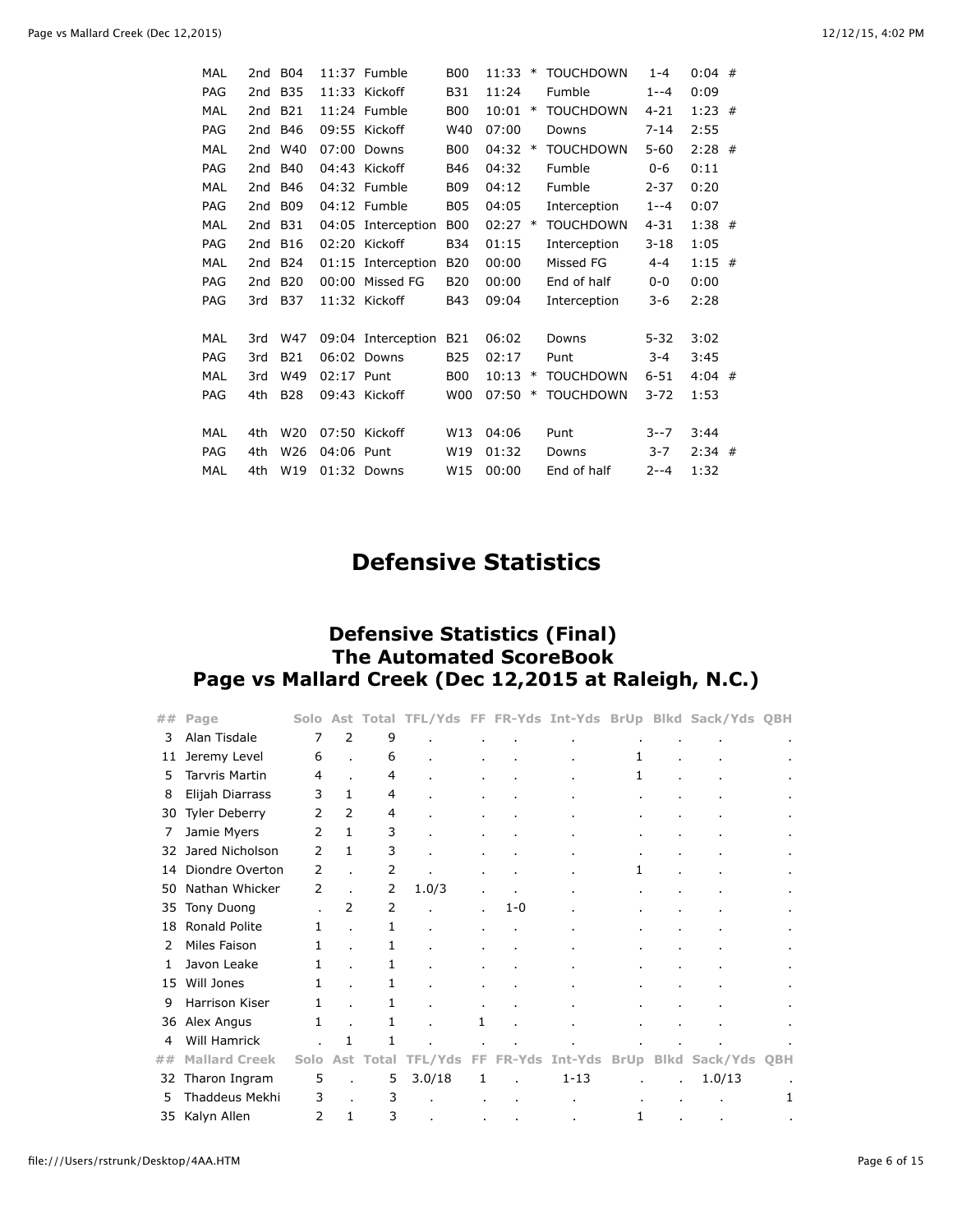| Team | Qtr | Start | Time | How Obtained | End | Time | | How Lost | Pl-Yds | TOP | |
|---|---|---|---|---|---|---|---|---|---|---|---|
| MAL | 2nd | B04 | 11:37 | Fumble | B00 | 11:33 | * | TOUCHDOWN | 1-4 | 0:04 | # |
| PAG | 2nd | B35 | 11:33 | Kickoff | B31 | 11:24 | | Fumble | 1--4 | 0:09 | |
| MAL | 2nd | B21 | 11:24 | Fumble | B00 | 10:01 | * | TOUCHDOWN | 4-21 | 1:23 | # |
| PAG | 2nd | B46 | 09:55 | Kickoff | W40 | 07:00 | | Downs | 7-14 | 2:55 | |
| MAL | 2nd | W40 | 07:00 | Downs | B00 | 04:32 | * | TOUCHDOWN | 5-60 | 2:28 | # |
| PAG | 2nd | B40 | 04:43 | Kickoff | B46 | 04:32 | | Fumble | 0-6 | 0:11 | |
| MAL | 2nd | B46 | 04:32 | Fumble | B09 | 04:12 | | Fumble | 2-37 | 0:20 | |
| PAG | 2nd | B09 | 04:12 | Fumble | B05 | 04:05 | | Interception | 1--4 | 0:07 | |
| MAL | 2nd | B31 | 04:05 | Interception | B00 | 02:27 | * | TOUCHDOWN | 4-31 | 1:38 | # |
| PAG | 2nd | B16 | 02:20 | Kickoff | B34 | 01:15 | | Interception | 3-18 | 1:05 | |
| MAL | 2nd | B24 | 01:15 | Interception | B20 | 00:00 | | Missed FG | 4-4 | 1:15 | # |
| PAG | 2nd | B20 | 00:00 | Missed FG | B20 | 00:00 | | End of half | 0-0 | 0:00 | |
| PAG | 3rd | B37 | 11:32 | Kickoff | B43 | 09:04 | | Interception | 3-6 | 2:28 | |
| MAL | 3rd | W47 | 09:04 | Interception | B21 | 06:02 | | Downs | 5-32 | 3:02 | |
| PAG | 3rd | B21 | 06:02 | Downs | B25 | 02:17 | | Punt | 3-4 | 3:45 | |
| MAL | 3rd | W49 | 02:17 | Punt | B00 | 10:13 | * | TOUCHDOWN | 6-51 | 4:04 | # |
| PAG | 4th | B28 | 09:43 | Kickoff | W00 | 07:50 | * | TOUCHDOWN | 3-72 | 1:53 | |
| MAL | 4th | W20 | 07:50 | Kickoff | W13 | 04:06 | | Punt | 3--7 | 3:44 | |
| PAG | 4th | W26 | 04:06 | Punt | W19 | 01:32 | | Downs | 3-7 | 2:34 | # |
| MAL | 4th | W19 | 01:32 | Downs | W15 | 00:00 | | End of half | 2--4 | 1:32 | |

# Defensive Statistics

## Defensive Statistics (Final)
## The Automated ScoreBook
## Page vs Mallard Creek (Dec 12,2015 at Raleigh, N.C.)

| ## | Page | Solo | Ast | Total | TFL/Yds | FF | FR-Yds | Int-Yds | BrUp | Blkd | Sack/Yds | QBH |
|---|---|---|---|---|---|---|---|---|---|---|---|---|
| 3 | Alan Tisdale | 7 | 2 | 9 | . | . | . | . | . | . | . | . |
| 11 | Jeremy Level | 6 | . | 6 | . | . | . | . | 1 | . | . | . |
| 5 | Tarvris Martin | 4 | . | 4 | . | . | . | . | 1 | . | . | . |
| 8 | Elijah Diarrass | 3 | 1 | 4 | . | . | . | . | . | . | . | . |
| 30 | Tyler Deberry | 2 | 2 | 4 | . | . | . | . | . | . | . | . |
| 7 | Jamie Myers | 2 | 1 | 3 | . | . | . | . | . | . | . | . |
| 32 | Jared Nicholson | 2 | 1 | 3 | . | . | . | . | . | . | . | . |
| 14 | Diondre Overton | 2 | . | 2 | . | . | . | . | 1 | . | . | . |
| 50 | Nathan Whicker | 2 | . | 2 | 1.0/3 | . | . | . | . | . | . | . |
| 35 | Tony Duong | . | 2 | 2 | . | . | 1-0 | . | . | . | . | . |
| 18 | Ronald Polite | 1 | . | 1 | . | . | . | . | . | . | . | . |
| 2 | Miles Faison | 1 | . | 1 | . | . | . | . | . | . | . | . |
| 1 | Javon Leake | 1 | . | 1 | . | . | . | . | . | . | . | . |
| 15 | Will Jones | 1 | . | 1 | . | . | . | . | . | . | . | . |
| 9 | Harrison Kiser | 1 | . | 1 | . | . | . | . | . | . | . | . |
| 36 | Alex Angus | 1 | . | 1 | . | 1 | . | . | . | . | . | . |
| 4 | Will Hamrick | . | 1 | 1 | . | . | . | . | . | . | . | . |
| ## | Mallard Creek | Solo | Ast | Total | TFL/Yds | FF | FR-Yds | Int-Yds | BrUp | Blkd | Sack/Yds | QBH |
| 32 | Tharon Ingram | 5 | . | 5 | 3.0/18 | 1 | . | 1-13 | . | . | 1.0/13 | . |
| 5 | Thaddeus Mekhi | 3 | . | 3 | . | . | . | . | . | . | . | 1 |
| 35 | Kalyn Allen | 2 | 1 | 3 | . | . | . | . | 1 | . | . | . |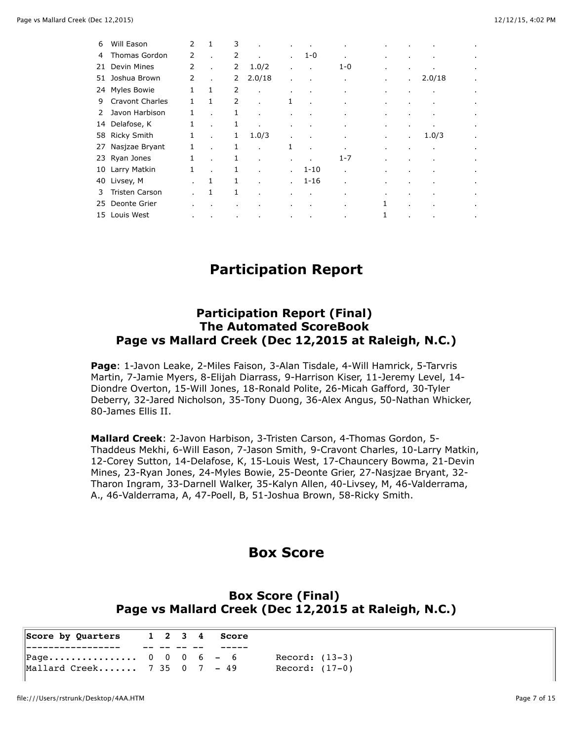| # | Name | | | | | | | | | | | |
|---|---|---|---|---|---|---|---|---|---|---|---|---|
| 6 | Will Eason | 2 | 1 | 3 | . | . | . | . | . | . | . | . |
| 4 | Thomas Gordon | 2 | . | 2 | . | . | 1-0 | . | . | . | . | . |
| 21 | Devin Mines | 2 | . | 2 | 1.0/2 | . | . | 1-0 | . | . | . | . |
| 51 | Joshua Brown | 2 | . | 2 | 2.0/18 | . | . | . | . | . | 2.0/18 | . |
| 24 | Myles Bowie | 1 | 1 | 2 | . | . | . | . | . | . | . | . |
| 9 | Cravont Charles | 1 | 1 | 2 | . | 1 | . | . | . | . | . | . |
| 2 | Javon Harbison | 1 | . | 1 | . | . | . | . | . | . | . | . |
| 14 | Delafose, K | 1 | . | 1 | . | . | . | . | . | . | . | . |
| 58 | Ricky Smith | 1 | . | 1 | 1.0/3 | . | . | . | . | . | 1.0/3 | . |
| 27 | Nasjzae Bryant | 1 | . | 1 | . | 1 | . | . | . | . | . | . |
| 23 | Ryan Jones | 1 | . | 1 | . | . | . | 1-7 | . | . | . | . |
| 10 | Larry Matkin | 1 | . | 1 | . | . | 1-10 | . | . | . | . | . |
| 40 | Livsey, M | . | 1 | 1 | . | . | 1-16 | . | . | . | . | . |
| 3 | Tristen Carson | . | 1 | 1 | . | . | . | . | . | . | . | . |
| 25 | Deonte Grier | . | . | . | . | . | . | . | 1 | . | . | . |
| 15 | Louis West | . | . | . | . | . | . | . | 1 | . | . | . |

# Participation Report

## Participation Report (Final)
## The Automated ScoreBook
## Page vs Mallard Creek (Dec 12,2015 at Raleigh, N.C.)

**Page**: 1-Javon Leake, 2-Miles Faison, 3-Alan Tisdale, 4-Will Hamrick, 5-Tarvris Martin, 7-Jamie Myers, 8-Elijah Diarrass, 9-Harrison Kiser, 11-Jeremy Level, 14-Diondre Overton, 15-Will Jones, 18-Ronald Polite, 26-Micah Gafford, 30-Tyler Deberry, 32-Jared Nicholson, 35-Tony Duong, 36-Alex Angus, 50-Nathan Whicker, 80-James Ellis II.

**Mallard Creek**: 2-Javon Harbison, 3-Tristen Carson, 4-Thomas Gordon, 5-Thaddeus Mekhi, 6-Will Eason, 7-Jason Smith, 9-Cravont Charles, 10-Larry Matkin, 12-Corey Sutton, 14-Delafose, K, 15-Louis West, 17-Chauncery Bowma, 21-Devin Mines, 23-Ryan Jones, 24-Myles Bowie, 25-Deonte Grier, 27-Nasjzae Bryant, 32-Tharon Ingram, 33-Darnell Walker, 35-Kalyn Allen, 40-Livsey, M, 46-Valderrama, A., 46-Valderrama, A, 47-Poell, B, 51-Joshua Brown, 58-Ricky Smith.

# Box Score

## Box Score (Final)
## Page vs Mallard Creek (Dec 12,2015 at Raleigh, N.C.)

```
Score by Quarters     1  2  3  4   Score
-----------------    -- -- -- --   -----
Page...............   0  0  0  6  -  6       Record: (13-3)
Mallard Creek.......  7 35  0  7  - 49       Record: (17-0)
```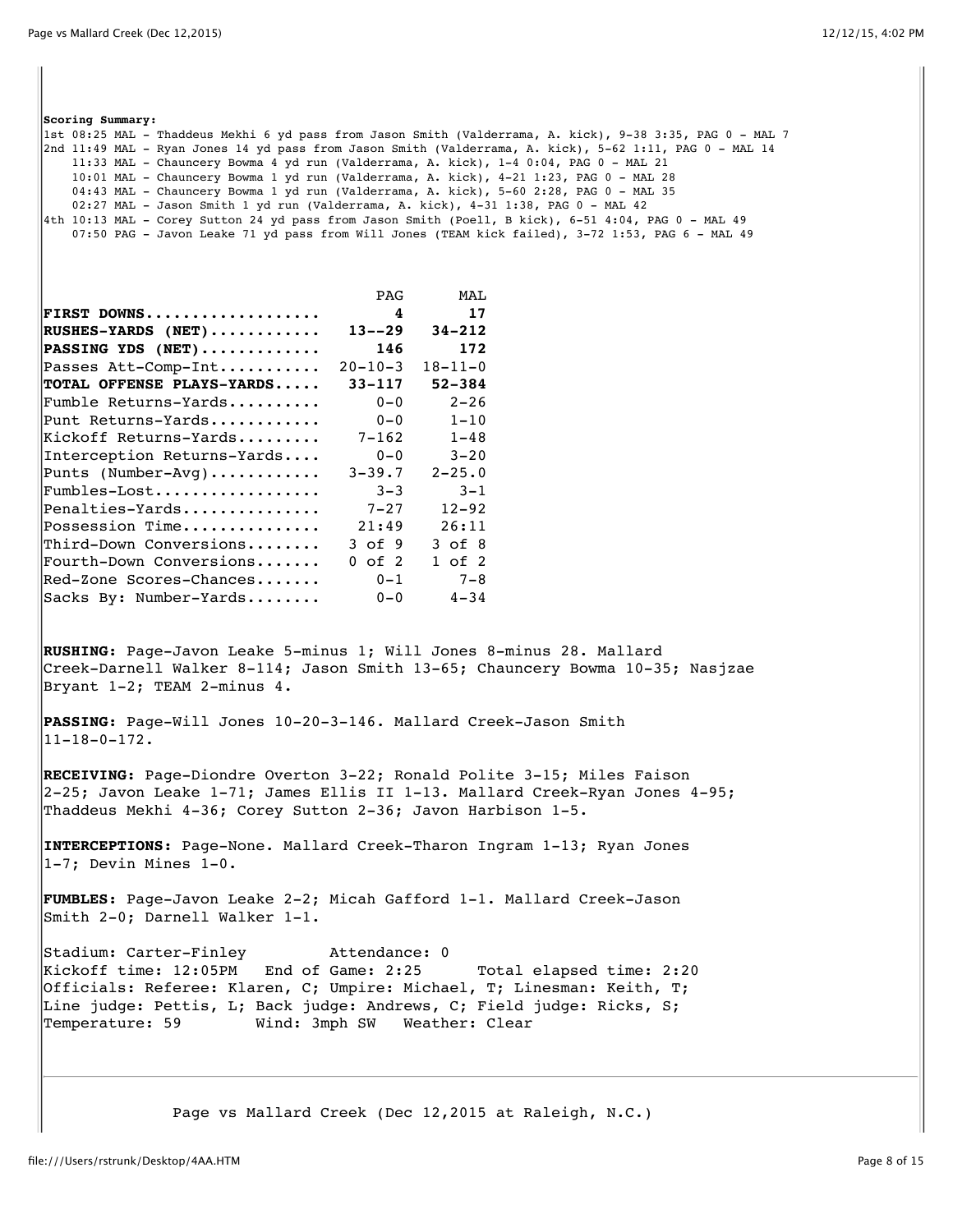**Scoring Summary:**

1st 08:25 MAL - Thaddeus Mekhi 6 yd pass from Jason Smith (Valderrama, A. kick), 9-38 3:35, PAG 0 - MAL 7
2nd 11:49 MAL - Ryan Jones 14 yd pass from Jason Smith (Valderrama, A. kick), 5-62 1:11, PAG 0 - MAL 14
11:33 MAL - Chauncery Bowma 4 yd run (Valderrama, A. kick), 1-4 0:04, PAG 0 - MAL 21
10:01 MAL - Chauncery Bowma 1 yd run (Valderrama, A. kick), 4-21 1:23, PAG 0 - MAL 28
04:43 MAL - Chauncery Bowma 1 yd run (Valderrama, A. kick), 5-60 2:28, PAG 0 - MAL 35
02:27 MAL - Jason Smith 1 yd run (Valderrama, A. kick), 4-31 1:38, PAG 0 - MAL 42
4th 10:13 MAL - Corey Sutton 24 yd pass from Jason Smith (Poell, B kick), 6-51 4:04, PAG 0 - MAL 49
07:50 PAG - Javon Leake 71 yd pass from Will Jones (TEAM kick failed), 3-72 1:53, PAG 6 - MAL 49

| | PAG | MAL |
|---|---|---|
| **FIRST DOWNS....................** | **4** | **17** |
| **RUSHES-YARDS (NET)............** | **13--29** | **34-212** |
| **PASSING YDS (NET).............** | **146** | **172** |
| Passes Att-Comp-Int........... | 20-10-3 | 18-11-0 |
| **TOTAL OFFENSE PLAYS-YARDS.....** | **33-117** | **52-384** |
| Fumble Returns-Yards.......... | 0-0 | 2-26 |
| Punt Returns-Yards............ | 0-0 | 1-10 |
| Kickoff Returns-Yards......... | 7-162 | 1-48 |
| Interception Returns-Yards.... | 0-0 | 3-20 |
| Punts (Number-Avg)............ | 3-39.7 | 2-25.0 |
| Fumbles-Lost.................. | 3-3 | 3-1 |
| Penalties-Yards............... | 7-27 | 12-92 |
| Possession Time............... | 21:49 | 26:11 |
| Third-Down Conversions........ | 3 of 9 | 3 of 8 |
| Fourth-Down Conversions....... | 0 of 2 | 1 of 2 |
| Red-Zone Scores-Chances....... | 0-1 | 7-8 |
| Sacks By: Number-Yards........ | 0-0 | 4-34 |

**RUSHING:** Page-Javon Leake 5-minus 1; Will Jones 8-minus 28. Mallard Creek-Darnell Walker 8-114; Jason Smith 13-65; Chauncery Bowma 10-35; Nasjzae Bryant 1-2; TEAM 2-minus 4.

**PASSING:** Page-Will Jones 10-20-3-146. Mallard Creek-Jason Smith 11-18-0-172.

**RECEIVING:** Page-Diondre Overton 3-22; Ronald Polite 3-15; Miles Faison 2-25; Javon Leake 1-71; James Ellis II 1-13. Mallard Creek-Ryan Jones 4-95; Thaddeus Mekhi 4-36; Corey Sutton 2-36; Javon Harbison 1-5.

**INTERCEPTIONS:** Page-None. Mallard Creek-Tharon Ingram 1-13; Ryan Jones 1-7; Devin Mines 1-0.

**FUMBLES:** Page-Javon Leake 2-2; Micah Gafford 1-1. Mallard Creek-Jason Smith 2-0; Darnell Walker 1-1.

Stadium: Carter-Finley Attendance: 0
Kickoff time: 12:05PM End of Game: 2:25 Total elapsed time: 2:20
Officials: Referee: Klaren, C; Umpire: Michael, T; Linesman: Keith, T; Line judge: Pettis, L; Back judge: Andrews, C; Field judge: Ricks, S;
Temperature: 59 Wind: 3mph SW Weather: Clear

Page vs Mallard Creek (Dec 12,2015 at Raleigh, N.C.)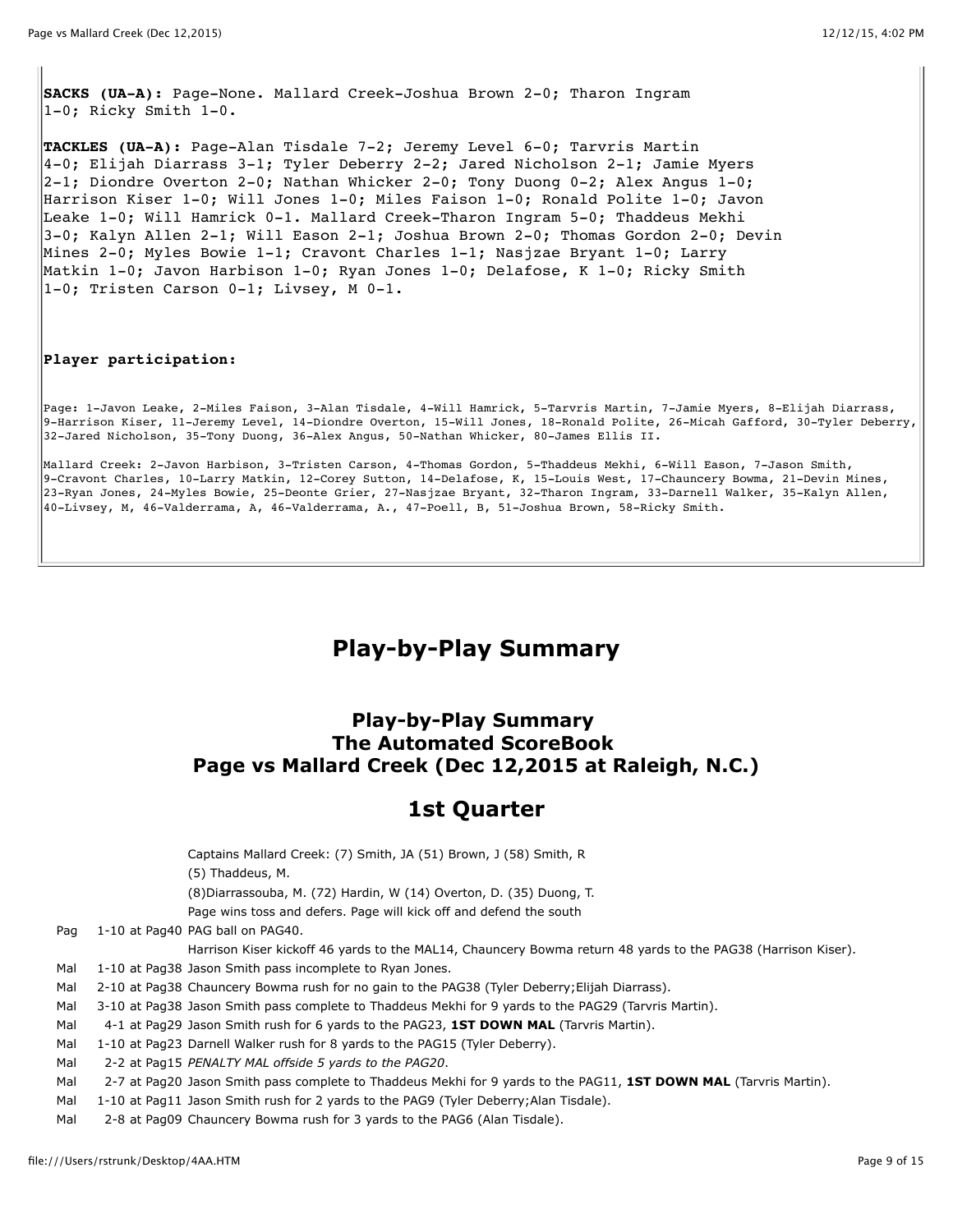**SACKS (UA-A):** Page-None. Mallard Creek-Joshua Brown 2-0; Tharon Ingram 1-0; Ricky Smith 1-0.

**TACKLES (UA-A):** Page-Alan Tisdale 7-2; Jeremy Level 6-0; Tarvris Martin 4-0; Elijah Diarrass 3-1; Tyler Deberry 2-2; Jared Nicholson 2-1; Jamie Myers 2-1; Diondre Overton 2-0; Nathan Whicker 2-0; Tony Duong 0-2; Alex Angus 1-0; Harrison Kiser 1-0; Will Jones 1-0; Miles Faison 1-0; Ronald Polite 1-0; Javon Leake 1-0; Will Hamrick 0-1. Mallard Creek-Tharon Ingram 5-0; Thaddeus Mekhi 3-0; Kalyn Allen 2-1; Will Eason 2-1; Joshua Brown 2-0; Thomas Gordon 2-0; Devin Mines 2-0; Myles Bowie 1-1; Cravont Charles 1-1; Nasjzae Bryant 1-0; Larry Matkin 1-0; Javon Harbison 1-0; Ryan Jones 1-0; Delafose, K 1-0; Ricky Smith 1-0; Tristen Carson 0-1; Livsey, M 0-1.

**Player participation:**

Page: 1-Javon Leake, 2-Miles Faison, 3-Alan Tisdale, 4-Will Hamrick, 5-Tarvris Martin, 7-Jamie Myers, 8-Elijah Diarrass, 9-Harrison Kiser, 11-Jeremy Level, 14-Diondre Overton, 15-Will Jones, 18-Ronald Polite, 26-Micah Gafford, 30-Tyler Deberry, 32-Jared Nicholson, 35-Tony Duong, 36-Alex Angus, 50-Nathan Whicker, 80-James Ellis II.

Mallard Creek: 2-Javon Harbison, 3-Tristen Carson, 4-Thomas Gordon, 5-Thaddeus Mekhi, 6-Will Eason, 7-Jason Smith, 9-Cravont Charles, 10-Larry Matkin, 12-Corey Sutton, 14-Delafose, K, 15-Louis West, 17-Chauncery Bowma, 21-Devin Mines, 23-Ryan Jones, 24-Myles Bowie, 25-Deonte Grier, 27-Nasjzae Bryant, 32-Tharon Ingram, 33-Darnell Walker, 35-Kalyn Allen, 40-Livsey, M, 46-Valderrama, A, 46-Valderrama, A., 47-Poell, B, 51-Joshua Brown, 58-Ricky Smith.

# Play-by-Play Summary

## Play-by-Play Summary
## The Automated ScoreBook
## Page vs Mallard Creek (Dec 12,2015 at Raleigh, N.C.)

## 1st Quarter

Captains Mallard Creek: (7) Smith, JA (51) Brown, J (58) Smith, R
(5) Thaddeus, M.
(8)Diarrassouba, M. (72) Hardin, W (14) Overton, D. (35) Duong, T.
Page wins toss and defers. Page will kick off and defend the south

| | | |
|---|---|---|
| Pag | 1-10 at Pag40 | PAG ball on PAG40. |
| | | Harrison Kiser kickoff 46 yards to the MAL14, Chauncery Bowma return 48 yards to the PAG38 (Harrison Kiser). |
| Mal | 1-10 at Pag38 | Jason Smith pass incomplete to Ryan Jones. |
| Mal | 2-10 at Pag38 | Chauncery Bowma rush for no gain to the PAG38 (Tyler Deberry;Elijah Diarrass). |
| Mal | 3-10 at Pag38 | Jason Smith pass complete to Thaddeus Mekhi for 9 yards to the PAG29 (Tarvris Martin). |
| Mal | 4-1 at Pag29 | Jason Smith rush for 6 yards to the PAG23, **1ST DOWN MAL** (Tarvris Martin). |
| Mal | 1-10 at Pag23 | Darnell Walker rush for 8 yards to the PAG15 (Tyler Deberry). |
| Mal | 2-2 at Pag15 | *PENALTY MAL offside 5 yards to the PAG20.* |
| Mal | 2-7 at Pag20 | Jason Smith pass complete to Thaddeus Mekhi for 9 yards to the PAG11, **1ST DOWN MAL** (Tarvris Martin). |
| Mal | 1-10 at Pag11 | Jason Smith rush for 2 yards to the PAG9 (Tyler Deberry;Alan Tisdale). |
| Mal | 2-8 at Pag09 | Chauncery Bowma rush for 3 yards to the PAG6 (Alan Tisdale). |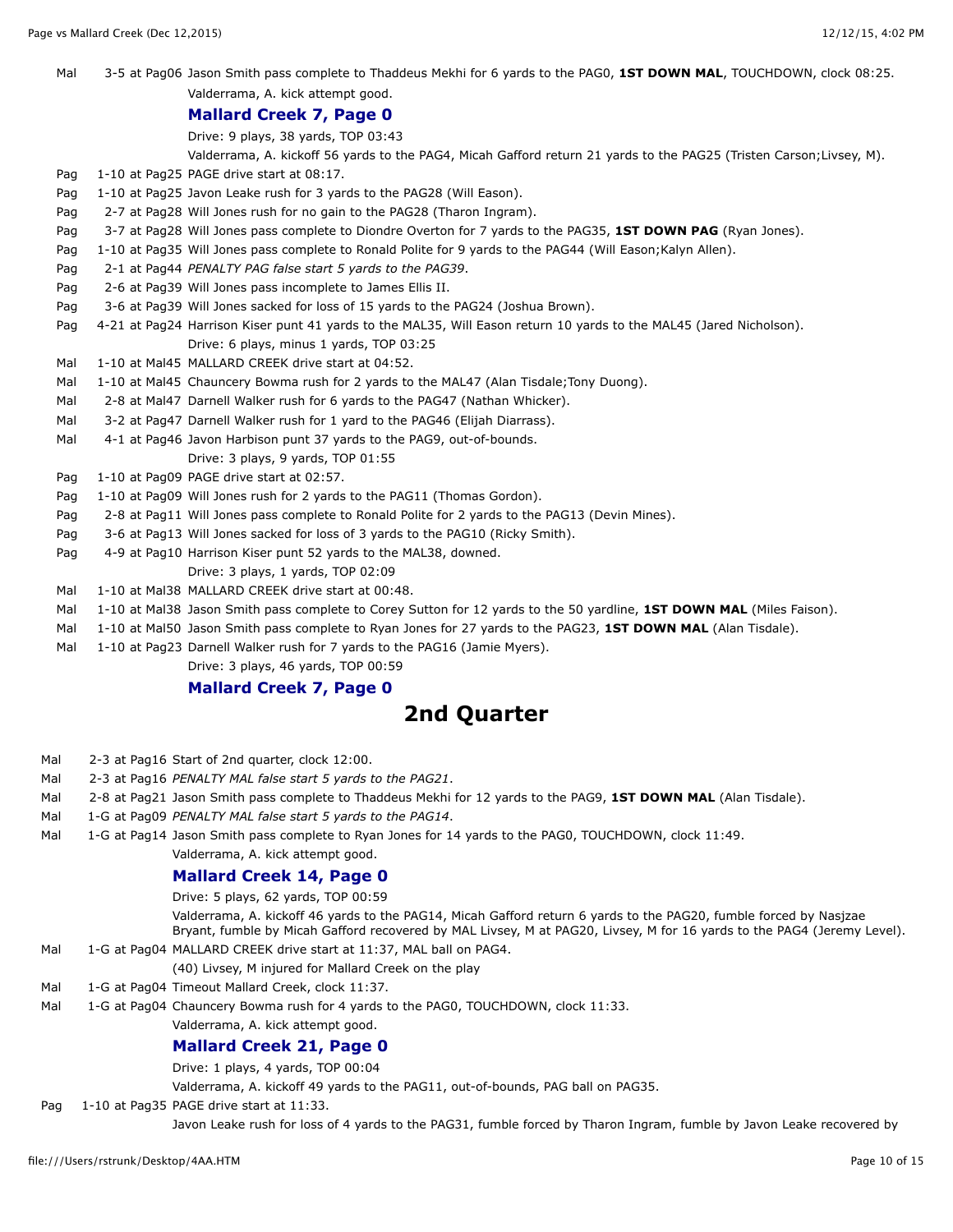Mal 3-5 at Pag06 Jason Smith pass complete to Thaddeus Mekhi for 6 yards to the PAG0, **1ST DOWN MAL**, TOUCHDOWN, clock 08:25.
Valderrama, A. kick attempt good.

**Mallard Creek 7, Page 0**

Drive: 9 plays, 38 yards, TOP 03:43
Valderrama, A. kickoff 56 yards to the PAG4, Micah Gafford return 21 yards to the PAG25 (Tristen Carson;Livsey, M).

Pag 1-10 at Pag25 PAGE drive start at 08:17.
Pag 1-10 at Pag25 Javon Leake rush for 3 yards to the PAG28 (Will Eason).
Pag 2-7 at Pag28 Will Jones rush for no gain to the PAG28 (Tharon Ingram).
Pag 3-7 at Pag28 Will Jones pass complete to Diondre Overton for 7 yards to the PAG35, **1ST DOWN PAG** (Ryan Jones).
Pag 1-10 at Pag35 Will Jones pass complete to Ronald Polite for 9 yards to the PAG44 (Will Eason;Kalyn Allen).
Pag 2-1 at Pag44 *PENALTY PAG false start 5 yards to the PAG39*.
Pag 2-6 at Pag39 Will Jones pass incomplete to James Ellis II.
Pag 3-6 at Pag39 Will Jones sacked for loss of 15 yards to the PAG24 (Joshua Brown).
Pag 4-21 at Pag24 Harrison Kiser punt 41 yards to the MAL35, Will Eason return 10 yards to the MAL45 (Jared Nicholson).
Drive: 6 plays, minus 1 yards, TOP 03:25

Mal 1-10 at Mal45 MALLARD CREEK drive start at 04:52.
Mal 1-10 at Mal45 Chauncery Bowma rush for 2 yards to the MAL47 (Alan Tisdale;Tony Duong).
Mal 2-8 at Mal47 Darnell Walker rush for 6 yards to the PAG47 (Nathan Whicker).
Mal 3-2 at Pag47 Darnell Walker rush for 1 yard to the PAG46 (Elijah Diarrass).
Mal 4-1 at Pag46 Javon Harbison punt 37 yards to the PAG9, out-of-bounds.
Drive: 3 plays, 9 yards, TOP 01:55

Pag 1-10 at Pag09 PAGE drive start at 02:57.
Pag 1-10 at Pag09 Will Jones rush for 2 yards to the PAG11 (Thomas Gordon).
Pag 2-8 at Pag11 Will Jones pass complete to Ronald Polite for 2 yards to the PAG13 (Devin Mines).
Pag 3-6 at Pag13 Will Jones sacked for loss of 3 yards to the PAG10 (Ricky Smith).
Pag 4-9 at Pag10 Harrison Kiser punt 52 yards to the MAL38, downed.
Drive: 3 plays, 1 yards, TOP 02:09

Mal 1-10 at Mal38 MALLARD CREEK drive start at 00:48.
Mal 1-10 at Mal38 Jason Smith pass complete to Corey Sutton for 12 yards to the 50 yardline, **1ST DOWN MAL** (Miles Faison).
Mal 1-10 at Mal50 Jason Smith pass complete to Ryan Jones for 27 yards to the PAG23, **1ST DOWN MAL** (Alan Tisdale).
Mal 1-10 at Pag23 Darnell Walker rush for 7 yards to the PAG16 (Jamie Myers).
Drive: 3 plays, 46 yards, TOP 00:59

**Mallard Creek 7, Page 0**

## 2nd Quarter

Mal 2-3 at Pag16 Start of 2nd quarter, clock 12:00.
Mal 2-3 at Pag16 *PENALTY MAL false start 5 yards to the PAG21*.
Mal 2-8 at Pag21 Jason Smith pass complete to Thaddeus Mekhi for 12 yards to the PAG9, **1ST DOWN MAL** (Alan Tisdale).
Mal 1-G at Pag09 *PENALTY MAL false start 5 yards to the PAG14*.
Mal 1-G at Pag14 Jason Smith pass complete to Ryan Jones for 14 yards to the PAG0, TOUCHDOWN, clock 11:49.
Valderrama, A. kick attempt good.

**Mallard Creek 14, Page 0**

Drive: 5 plays, 62 yards, TOP 00:59
Valderrama, A. kickoff 46 yards to the PAG14, Micah Gafford return 6 yards to the PAG20, fumble forced by Nasjzae Bryant, fumble by Micah Gafford recovered by MAL Livsey, M at PAG20, Livsey, M for 16 yards to the PAG4 (Jeremy Level).

Mal 1-G at Pag04 MALLARD CREEK drive start at 11:37, MAL ball on PAG4.
(40) Livsey, M injured for Mallard Creek on the play
Mal 1-G at Pag04 Timeout Mallard Creek, clock 11:37.
Mal 1-G at Pag04 Chauncery Bowma rush for 4 yards to the PAG0, TOUCHDOWN, clock 11:33.
Valderrama, A. kick attempt good.

**Mallard Creek 21, Page 0**

Drive: 1 plays, 4 yards, TOP 00:04
Valderrama, A. kickoff 49 yards to the PAG11, out-of-bounds, PAG ball on PAG35.

Pag 1-10 at Pag35 PAGE drive start at 11:33.
Javon Leake rush for loss of 4 yards to the PAG31, fumble forced by Tharon Ingram, fumble by Javon Leake recovered by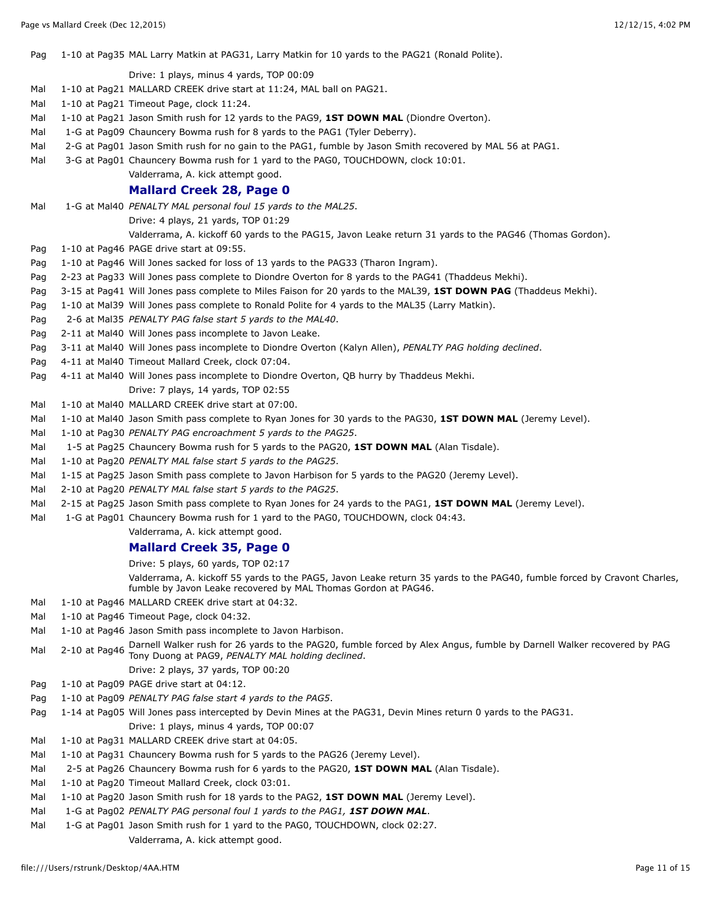| | | |
|---|---|---|
| Pag | 1-10 at Pag35 | MAL Larry Matkin at PAG31, Larry Matkin for 10 yards to the PAG21 (Ronald Polite). |
| | | Drive: 1 plays, minus 4 yards, TOP 00:09 |
| Mal | 1-10 at Pag21 | MALLARD CREEK drive start at 11:24, MAL ball on PAG21. |
| Mal | 1-10 at Pag21 | Timeout Page, clock 11:24. |
| Mal | 1-10 at Pag21 | Jason Smith rush for 12 yards to the PAG9, **1ST DOWN MAL** (Diondre Overton). |
| Mal | 1-G at Pag09 | Chauncery Bowma rush for 8 yards to the PAG1 (Tyler Deberry). |
| Mal | 2-G at Pag01 | Jason Smith rush for no gain to the PAG1, fumble by Jason Smith recovered by MAL 56 at PAG1. |
| Mal | 3-G at Pag01 | Chauncery Bowma rush for 1 yard to the PAG0, TOUCHDOWN, clock 10:01. |
| | | Valderrama, A. kick attempt good. |

### Mallard Creek 28, Page 0

| | | |
|---|---|---|
| Mal | 1-G at Mal40 | *PENALTY MAL personal foul 15 yards to the MAL25*. |
| | | Drive: 4 plays, 21 yards, TOP 01:29 |
| | | Valderrama, A. kickoff 60 yards to the PAG15, Javon Leake return 31 yards to the PAG46 (Thomas Gordon). |
| Pag | 1-10 at Pag46 | PAGE drive start at 09:55. |
| Pag | 1-10 at Pag46 | Will Jones sacked for loss of 13 yards to the PAG33 (Tharon Ingram). |
| Pag | 2-23 at Pag33 | Will Jones pass complete to Diondre Overton for 8 yards to the PAG41 (Thaddeus Mekhi). |
| Pag | 3-15 at Pag41 | Will Jones pass complete to Miles Faison for 20 yards to the MAL39, **1ST DOWN PAG** (Thaddeus Mekhi). |
| Pag | 1-10 at Mal39 | Will Jones pass complete to Ronald Polite for 4 yards to the MAL35 (Larry Matkin). |
| Pag | 2-6 at Mal35 | *PENALTY PAG false start 5 yards to the MAL40*. |
| Pag | 2-11 at Mal40 | Will Jones pass incomplete to Javon Leake. |
| Pag | 3-11 at Mal40 | Will Jones pass incomplete to Diondre Overton (Kalyn Allen), *PENALTY PAG holding declined*. |
| Pag | 4-11 at Mal40 | Timeout Mallard Creek, clock 07:04. |
| Pag | 4-11 at Mal40 | Will Jones pass incomplete to Diondre Overton, QB hurry by Thaddeus Mekhi. |
| | | Drive: 7 plays, 14 yards, TOP 02:55 |
| Mal | 1-10 at Mal40 | MALLARD CREEK drive start at 07:00. |
| Mal | 1-10 at Mal40 | Jason Smith pass complete to Ryan Jones for 30 yards to the PAG30, **1ST DOWN MAL** (Jeremy Level). |
| Mal | 1-10 at Pag30 | *PENALTY PAG encroachment 5 yards to the PAG25*. |
| Mal | 1-5 at Pag25 | Chauncery Bowma rush for 5 yards to the PAG20, **1ST DOWN MAL** (Alan Tisdale). |
| Mal | 1-10 at Pag20 | *PENALTY MAL false start 5 yards to the PAG25*. |
| Mal | 1-15 at Pag25 | Jason Smith pass complete to Javon Harbison for 5 yards to the PAG20 (Jeremy Level). |
| Mal | 2-10 at Pag20 | *PENALTY MAL false start 5 yards to the PAG25*. |
| Mal | 2-15 at Pag25 | Jason Smith pass complete to Ryan Jones for 24 yards to the PAG1, **1ST DOWN MAL** (Jeremy Level). |
| Mal | 1-G at Pag01 | Chauncery Bowma rush for 1 yard to the PAG0, TOUCHDOWN, clock 04:43. |
| | | Valderrama, A. kick attempt good. |

### Mallard Creek 35, Page 0

| | | |
|---|---|---|
| | | Drive: 5 plays, 60 yards, TOP 02:17 |
| | | Valderrama, A. kickoff 55 yards to the PAG5, Javon Leake return 35 yards to the PAG40, fumble forced by Cravont Charles, fumble by Javon Leake recovered by MAL Thomas Gordon at PAG46. |
| Mal | 1-10 at Pag46 | MALLARD CREEK drive start at 04:32. |
| Mal | 1-10 at Pag46 | Timeout Page, clock 04:32. |
| Mal | 1-10 at Pag46 | Jason Smith pass incomplete to Javon Harbison. |
| Mal | 2-10 at Pag46 | Darnell Walker rush for 26 yards to the PAG20, fumble forced by Alex Angus, fumble by Darnell Walker recovered by PAG Tony Duong at PAG9, *PENALTY MAL holding declined*. |
| | | Drive: 2 plays, 37 yards, TOP 00:20 |
| Pag | 1-10 at Pag09 | PAGE drive start at 04:12. |
| Pag | 1-10 at Pag09 | *PENALTY PAG false start 4 yards to the PAG5*. |
| Pag | 1-14 at Pag05 | Will Jones pass intercepted by Devin Mines at the PAG31, Devin Mines return 0 yards to the PAG31. |
| | | Drive: 1 plays, minus 4 yards, TOP 00:07 |
| Mal | 1-10 at Pag31 | MALLARD CREEK drive start at 04:05. |
| Mal | 1-10 at Pag31 | Chauncery Bowma rush for 5 yards to the PAG26 (Jeremy Level). |
| Mal | 2-5 at Pag26 | Chauncery Bowma rush for 6 yards to the PAG20, **1ST DOWN MAL** (Alan Tisdale). |
| Mal | 1-10 at Pag20 | Timeout Mallard Creek, clock 03:01. |
| Mal | 1-10 at Pag20 | Jason Smith rush for 18 yards to the PAG2, **1ST DOWN MAL** (Jeremy Level). |
| Mal | 1-G at Pag02 | *PENALTY PAG personal foul 1 yards to the PAG1,* ***1ST DOWN MAL***. |
| Mal | 1-G at Pag01 | Jason Smith rush for 1 yard to the PAG0, TOUCHDOWN, clock 02:27. |
| | | Valderrama, A. kick attempt good. |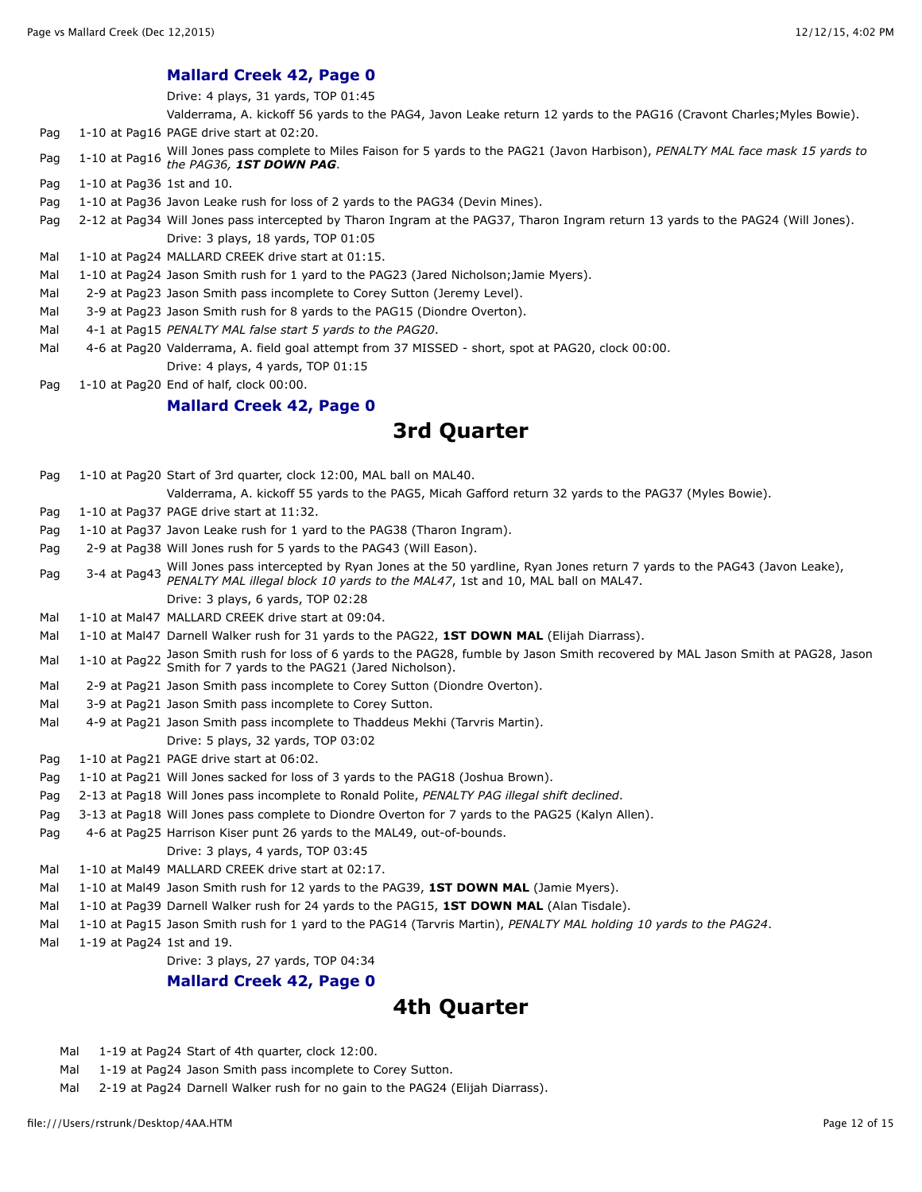### Mallard Creek 42, Page 0

| | | |
|---|---|---|
| | | Drive: 4 plays, 31 yards, TOP 01:45 |
| | | Valderrama, A. kickoff 56 yards to the PAG4, Javon Leake return 12 yards to the PAG16 (Cravont Charles;Myles Bowie). |
| Pag | 1-10 at Pag16 | PAGE drive start at 02:20. |
| Pag | 1-10 at Pag16 | Will Jones pass complete to Miles Faison for 5 yards to the PAG21 (Javon Harbison), *PENALTY MAL face mask 15 yards to the PAG36, **1ST DOWN PAG***. |
| Pag | 1-10 at Pag36 | 1st and 10. |
| Pag | 1-10 at Pag36 | Javon Leake rush for loss of 2 yards to the PAG34 (Devin Mines). |
| Pag | 2-12 at Pag34 | Will Jones pass intercepted by Tharon Ingram at the PAG37, Tharon Ingram return 13 yards to the PAG24 (Will Jones). |
| | | Drive: 3 plays, 18 yards, TOP 01:05 |
| Mal | 1-10 at Pag24 | MALLARD CREEK drive start at 01:15. |
| Mal | 1-10 at Pag24 | Jason Smith rush for 1 yard to the PAG23 (Jared Nicholson;Jamie Myers). |
| Mal | 2-9 at Pag23 | Jason Smith pass incomplete to Corey Sutton (Jeremy Level). |
| Mal | 3-9 at Pag23 | Jason Smith rush for 8 yards to the PAG15 (Diondre Overton). |
| Mal | 4-1 at Pag15 | *PENALTY MAL false start 5 yards to the PAG20*. |
| Mal | 4-6 at Pag20 | Valderrama, A. field goal attempt from 37 MISSED - short, spot at PAG20, clock 00:00. |
| | | Drive: 4 plays, 4 yards, TOP 01:15 |
| Pag | 1-10 at Pag20 | End of half, clock 00:00. |

### Mallard Creek 42, Page 0

# 3rd Quarter

| | | |
|---|---|---|
| Pag | 1-10 at Pag20 | Start of 3rd quarter, clock 12:00, MAL ball on MAL40. |
| | | Valderrama, A. kickoff 55 yards to the PAG5, Micah Gafford return 32 yards to the PAG37 (Myles Bowie). |
| Pag | 1-10 at Pag37 | PAGE drive start at 11:32. |
| Pag | 1-10 at Pag37 | Javon Leake rush for 1 yard to the PAG38 (Tharon Ingram). |
| Pag | 2-9 at Pag38 | Will Jones rush for 5 yards to the PAG43 (Will Eason). |
| Pag | 3-4 at Pag43 | Will Jones pass intercepted by Ryan Jones at the 50 yardline, Ryan Jones return 7 yards to the PAG43 (Javon Leake), *PENALTY MAL illegal block 10 yards to the MAL47*, 1st and 10, MAL ball on MAL47. |
| | | Drive: 3 plays, 6 yards, TOP 02:28 |
| Mal | 1-10 at Mal47 | MALLARD CREEK drive start at 09:04. |
| Mal | 1-10 at Mal47 | Darnell Walker rush for 31 yards to the PAG22, **1ST DOWN MAL** (Elijah Diarrass). |
| Mal | 1-10 at Pag22 | Jason Smith rush for loss of 6 yards to the PAG28, fumble by Jason Smith recovered by MAL Jason Smith at PAG28, Jason Smith for 7 yards to the PAG21 (Jared Nicholson). |
| Mal | 2-9 at Pag21 | Jason Smith pass incomplete to Corey Sutton (Diondre Overton). |
| Mal | 3-9 at Pag21 | Jason Smith pass incomplete to Corey Sutton. |
| Mal | 4-9 at Pag21 | Jason Smith pass incomplete to Thaddeus Mekhi (Tarvris Martin). |
| | | Drive: 5 plays, 32 yards, TOP 03:02 |
| Pag | 1-10 at Pag21 | PAGE drive start at 06:02. |
| Pag | 1-10 at Pag21 | Will Jones sacked for loss of 3 yards to the PAG18 (Joshua Brown). |
| Pag | 2-13 at Pag18 | Will Jones pass incomplete to Ronald Polite, *PENALTY PAG illegal shift declined*. |
| Pag | 3-13 at Pag18 | Will Jones pass complete to Diondre Overton for 7 yards to the PAG25 (Kalyn Allen). |
| Pag | 4-6 at Pag25 | Harrison Kiser punt 26 yards to the MAL49, out-of-bounds. |
| | | Drive: 3 plays, 4 yards, TOP 03:45 |
| Mal | 1-10 at Mal49 | MALLARD CREEK drive start at 02:17. |
| Mal | 1-10 at Mal49 | Jason Smith rush for 12 yards to the PAG39, **1ST DOWN MAL** (Jamie Myers). |
| Mal | 1-10 at Pag39 | Darnell Walker rush for 24 yards to the PAG15, **1ST DOWN MAL** (Alan Tisdale). |
| Mal | 1-10 at Pag15 | Jason Smith rush for 1 yard to the PAG14 (Tarvris Martin), *PENALTY MAL holding 10 yards to the PAG24*. |
| Mal | 1-19 at Pag24 | 1st and 19. |
| | | Drive: 3 plays, 27 yards, TOP 04:34 |

### Mallard Creek 42, Page 0

# 4th Quarter

| | | |
|---|---|---|
| Mal | 1-19 at Pag24 | Start of 4th quarter, clock 12:00. |
| Mal | 1-19 at Pag24 | Jason Smith pass incomplete to Corey Sutton. |
| Mal | 2-19 at Pag24 | Darnell Walker rush for no gain to the PAG24 (Elijah Diarrass). |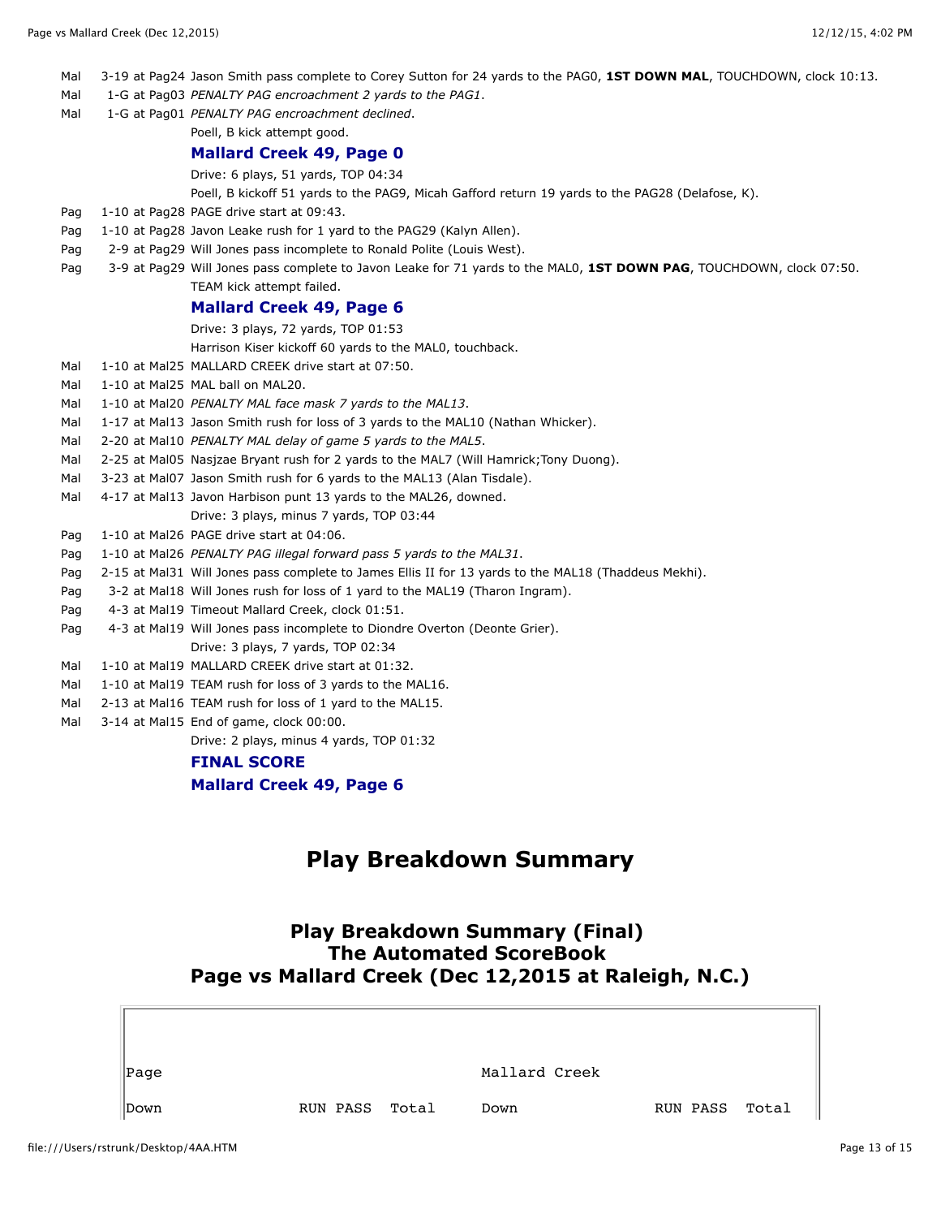Mal 3-19 at Pag24 Jason Smith pass complete to Corey Sutton for 24 yards to the PAG0, **1ST DOWN MAL**, TOUCHDOWN, clock 10:13.
Mal 1-G at Pag03 *PENALTY PAG encroachment 2 yards to the PAG1.*
Mal 1-G at Pag01 *PENALTY PAG encroachment declined.*
Poell, B kick attempt good.

**Mallard Creek 49, Page 0**

Drive: 6 plays, 51 yards, TOP 04:34
Poell, B kickoff 51 yards to the PAG9, Micah Gafford return 19 yards to the PAG28 (Delafose, K).

Pag 1-10 at Pag28 PAGE drive start at 09:43.
Pag 1-10 at Pag28 Javon Leake rush for 1 yard to the PAG29 (Kalyn Allen).
Pag 2-9 at Pag29 Will Jones pass incomplete to Ronald Polite (Louis West).
Pag 3-9 at Pag29 Will Jones pass complete to Javon Leake for 71 yards to the MAL0, **1ST DOWN PAG**, TOUCHDOWN, clock 07:50.
TEAM kick attempt failed.

**Mallard Creek 49, Page 6**

Drive: 3 plays, 72 yards, TOP 01:53
Harrison Kiser kickoff 60 yards to the MAL0, touchback.

Mal 1-10 at Mal25 MALLARD CREEK drive start at 07:50.
Mal 1-10 at Mal25 MAL ball on MAL20.
Mal 1-10 at Mal20 *PENALTY MAL face mask 7 yards to the MAL13.*
Mal 1-17 at Mal13 Jason Smith rush for loss of 3 yards to the MAL10 (Nathan Whicker).
Mal 2-20 at Mal10 *PENALTY MAL delay of game 5 yards to the MAL5.*
Mal 2-25 at Mal05 Nasjzae Bryant rush for 2 yards to the MAL7 (Will Hamrick;Tony Duong).
Mal 3-23 at Mal07 Jason Smith rush for 6 yards to the MAL13 (Alan Tisdale).
Mal 4-17 at Mal13 Javon Harbison punt 13 yards to the MAL26, downed.
Drive: 3 plays, minus 7 yards, TOP 03:44

Pag 1-10 at Mal26 PAGE drive start at 04:06.
Pag 1-10 at Mal26 *PENALTY PAG illegal forward pass 5 yards to the MAL31.*
Pag 2-15 at Mal31 Will Jones pass complete to James Ellis II for 13 yards to the MAL18 (Thaddeus Mekhi).
Pag 3-2 at Mal18 Will Jones rush for loss of 1 yard to the MAL19 (Tharon Ingram).
Pag 4-3 at Mal19 Timeout Mallard Creek, clock 01:51.
Pag 4-3 at Mal19 Will Jones pass incomplete to Diondre Overton (Deonte Grier).
Drive: 3 plays, 7 yards, TOP 02:34

Mal 1-10 at Mal19 MALLARD CREEK drive start at 01:32.
Mal 1-10 at Mal19 TEAM rush for loss of 3 yards to the MAL16.
Mal 2-13 at Mal16 TEAM rush for loss of 1 yard to the MAL15.
Mal 3-14 at Mal15 End of game, clock 00:00.
Drive: 2 plays, minus 4 yards, TOP 01:32

**FINAL SCORE**

**Mallard Creek 49, Page 6**

# Play Breakdown Summary

## Play Breakdown Summary (Final)
## The Automated ScoreBook
## Page vs Mallard Creek (Dec 12,2015 at Raleigh, N.C.)

| Page | | | | Mallard Creek | | | |
|---|---|---|---|---|---|---|---|
| Down | RUN | PASS | Total | Down | RUN | PASS | Total |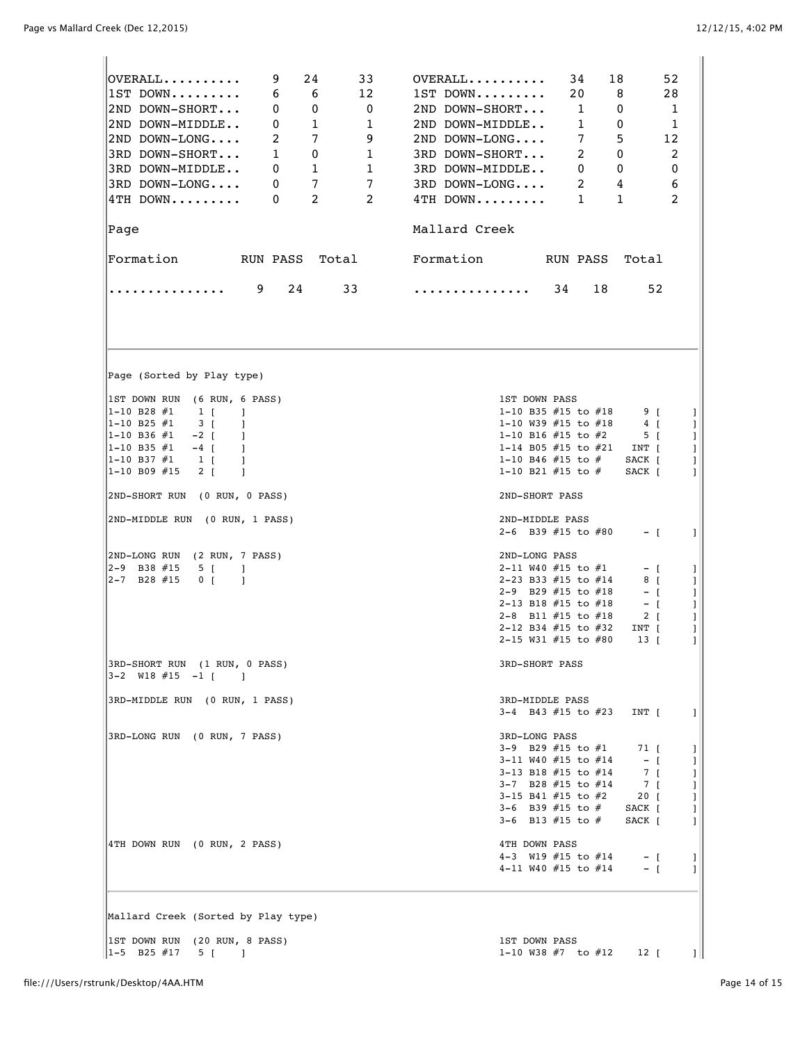| Page | RUN | PASS | Total |
|---|---|---|---|
| OVERALL.......... | 9 | 24 | 33 |
| 1ST DOWN......... | 6 | 6 | 12 |
| 2ND DOWN-SHORT... | 0 | 0 | 0 |
| 2ND DOWN-MIDDLE.. | 0 | 1 | 1 |
| 2ND DOWN-LONG.... | 2 | 7 | 9 |
| 3RD DOWN-SHORT... | 1 | 0 | 1 |
| 3RD DOWN-MIDDLE.. | 0 | 1 | 1 |
| 3RD DOWN-LONG.... | 0 | 7 | 7 |
| 4TH DOWN......... | 0 | 2 | 2 |

| Mallard Creek | RUN | PASS | Total |
|---|---|---|---|
| OVERALL.......... | 34 | 18 | 52 |
| 1ST DOWN......... | 20 | 8 | 28 |
| 2ND DOWN-SHORT... | 1 | 0 | 1 |
| 2ND DOWN-MIDDLE.. | 1 | 0 | 1 |
| 2ND DOWN-LONG.... | 7 | 5 | 12 |
| 3RD DOWN-SHORT... | 2 | 0 | 2 |
| 3RD DOWN-MIDDLE.. | 0 | 0 | 0 |
| 3RD DOWN-LONG.... | 2 | 4 | 6 |
| 4TH DOWN......... | 1 | 1 | 2 |

Page

| Formation | RUN | PASS | Total |
|---|---|---|---|
| ............... | 9 | 24 | 33 |

Mallard Creek

| Formation | RUN | PASS | Total |
|---|---|---|---|
| ............... | 34 | 18 | 52 |

Page (Sorted by Play type)

```
1ST DOWN RUN  (6 RUN, 6 PASS)                       1ST DOWN PASS
1-10 B28 #1    1 [    ]                             1-10 B35 #15 to #18     9 [     ]
1-10 B25 #1    3 [    ]                             1-10 W39 #15 to #18     4 [     ]
1-10 B36 #1   -2 [    ]                             1-10 B16 #15 to #2      5 [     ]
1-10 B35 #1   -4 [    ]                             1-14 B05 #15 to #21   INT [     ]
1-10 B37 #1    1 [    ]                             1-10 B46 #15 to #    SACK [     ]
1-10 B09 #15   2 [    ]                             1-10 B21 #15 to #    SACK [     ]

2ND-SHORT RUN  (0 RUN, 0 PASS)                      2ND-SHORT PASS

2ND-MIDDLE RUN  (0 RUN, 1 PASS)                     2ND-MIDDLE PASS
                                                    2-6  B39 #15 to #80     - [     ]

2ND-LONG RUN  (2 RUN, 7 PASS)                       2ND-LONG PASS
2-9  B38 #15   5 [    ]                             2-11 W40 #15 to #1      - [     ]
2-7  B28 #15   0 [    ]                             2-23 B33 #15 to #14     8 [     ]
                                                    2-9  B29 #15 to #18     - [     ]
                                                    2-13 B18 #15 to #18     - [     ]
                                                    2-8  B11 #15 to #18     2 [     ]
                                                    2-12 B34 #15 to #32   INT [     ]
                                                    2-15 W31 #15 to #80    13 [     ]

3RD-SHORT RUN  (1 RUN, 0 PASS)                      3RD-SHORT PASS
3-2  W18 #15  -1 [    ]

3RD-MIDDLE RUN  (0 RUN, 1 PASS)                     3RD-MIDDLE PASS
                                                    3-4  B43 #15 to #23   INT [     ]

3RD-LONG RUN  (0 RUN, 7 PASS)                       3RD-LONG PASS
                                                    3-9  B29 #15 to #1     71 [     ]
                                                    3-11 W40 #15 to #14     - [     ]
                                                    3-13 B18 #15 to #14     7 [     ]
                                                    3-7  B28 #15 to #14     7 [     ]
                                                    3-15 B41 #15 to #2     20 [     ]
                                                    3-6  B39 #15 to #    SACK [     ]
                                                    3-6  B13 #15 to #    SACK [     ]

4TH DOWN RUN  (0 RUN, 2 PASS)                       4TH DOWN PASS
                                                    4-3  W19 #15 to #14     - [     ]
                                                    4-11 W40 #15 to #14     - [     ]
```

Mallard Creek (Sorted by Play type)

```
1ST DOWN RUN  (20 RUN, 8 PASS)                      1ST DOWN PASS
1-5  B25 #17   5 [    ]                             1-10 W38 #7  to #12    12 [     ]
```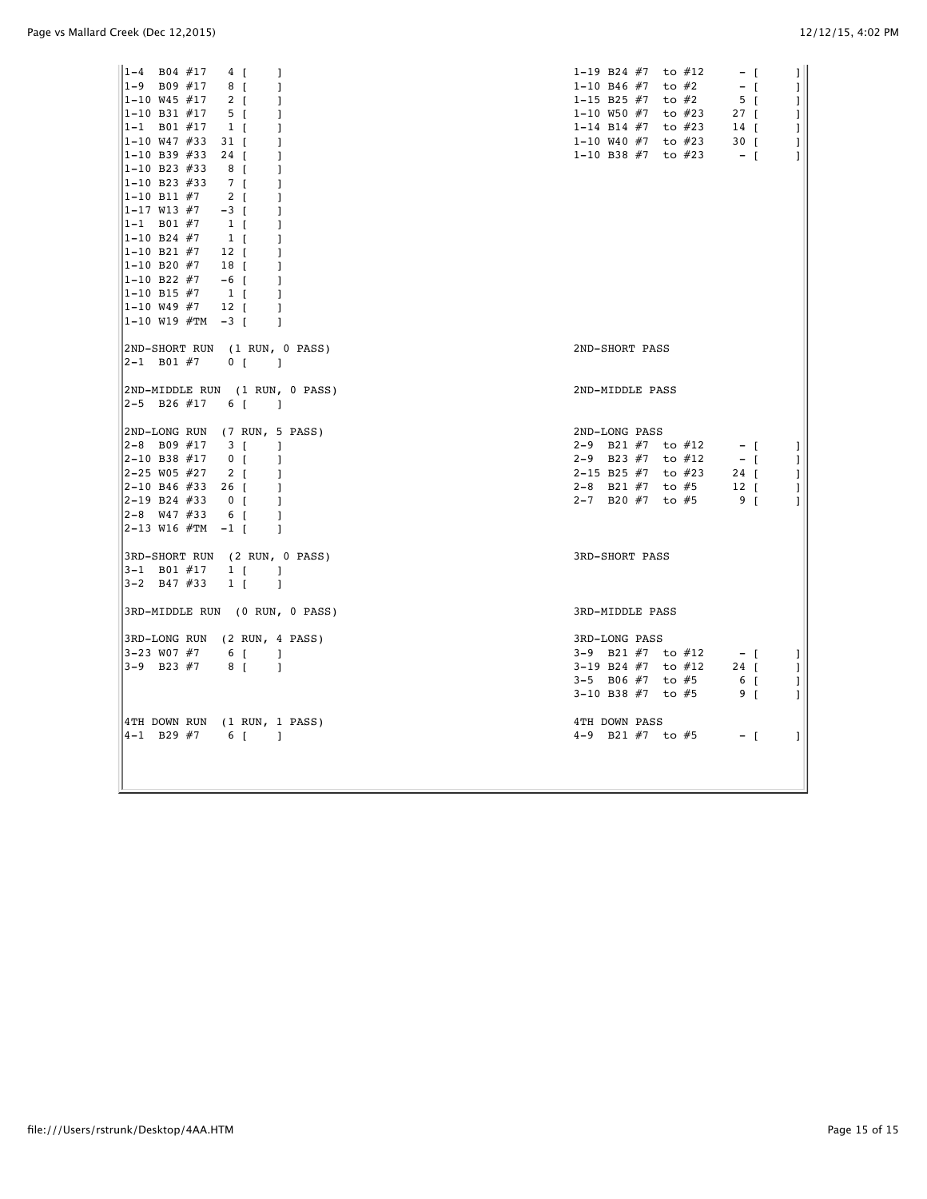```
1-4  B04 #17   4 [    ]
1-9  B09 #17   8 [    ]
1-10 W45 #17   2 [    ]
1-10 B31 #17   5 [    ]
1-1  B01 #17   1 [    ]
1-10 W47 #33  31 [    ]
1-10 B39 #33  24 [    ]
1-10 B23 #33   8 [    ]
1-10 B23 #33   7 [    ]
1-10 B11 #7    2 [    ]
1-17 W13 #7   -3 [    ]
1-1  B01 #7    1 [    ]
1-10 B24 #7    1 [    ]
1-10 B21 #7   12 [    ]
1-10 B20 #7   18 [    ]
1-10 B22 #7   -6 [    ]
1-10 B15 #7    1 [    ]
1-10 W49 #7   12 [    ]
1-10 W19 #TM  -3 [    ]

1-19 B24 #7  to #12     - [    ]
1-10 B46 #7  to #2      - [    ]
1-15 B25 #7  to #2      5 [    ]
1-10 W50 #7  to #23    27 [    ]
1-14 B14 #7  to #23    14 [    ]
1-10 W40 #7  to #23    30 [    ]
1-10 B38 #7  to #23     - [    ]

2ND-SHORT RUN  (1 RUN, 0 PASS)
2-1  B01 #7    0 [    ]

2ND-SHORT PASS

2ND-MIDDLE RUN  (1 RUN, 0 PASS)
2-5  B26 #17   6 [    ]

2ND-MIDDLE PASS

2ND-LONG RUN  (7 RUN, 5 PASS)
2-8  B09 #17   3 [    ]
2-10 B38 #17   0 [    ]
2-25 W05 #27   2 [    ]
2-10 B46 #33  26 [    ]
2-19 B24 #33   0 [    ]
2-8  W47 #33   6 [    ]
2-13 W16 #TM  -1 [    ]

2ND-LONG PASS
2-9  B21 #7  to #12     - [    ]
2-9  B23 #7  to #12     - [    ]
2-15 B25 #7  to #23    24 [    ]
2-8  B21 #7  to #5     12 [    ]
2-7  B20 #7  to #5      9 [    ]

3RD-SHORT RUN  (2 RUN, 0 PASS)
3-1  B01 #17   1 [    ]
3-2  B47 #33   1 [    ]

3RD-SHORT PASS

3RD-MIDDLE RUN  (0 RUN, 0 PASS)

3RD-MIDDLE PASS

3RD-LONG RUN  (2 RUN, 4 PASS)
3-23 W07 #7    6 [    ]
3-9  B23 #7    8 [    ]

3RD-LONG PASS
3-9  B21 #7  to #12     - [    ]
3-19 B24 #7  to #12    24 [    ]
3-5  B06 #7  to #5      6 [    ]
3-10 B38 #7  to #5      9 [    ]

4TH DOWN RUN  (1 RUN, 1 PASS)
4-1  B29 #7    6 [    ]

4TH DOWN PASS
4-9  B21 #7  to #5      - [    ]
```